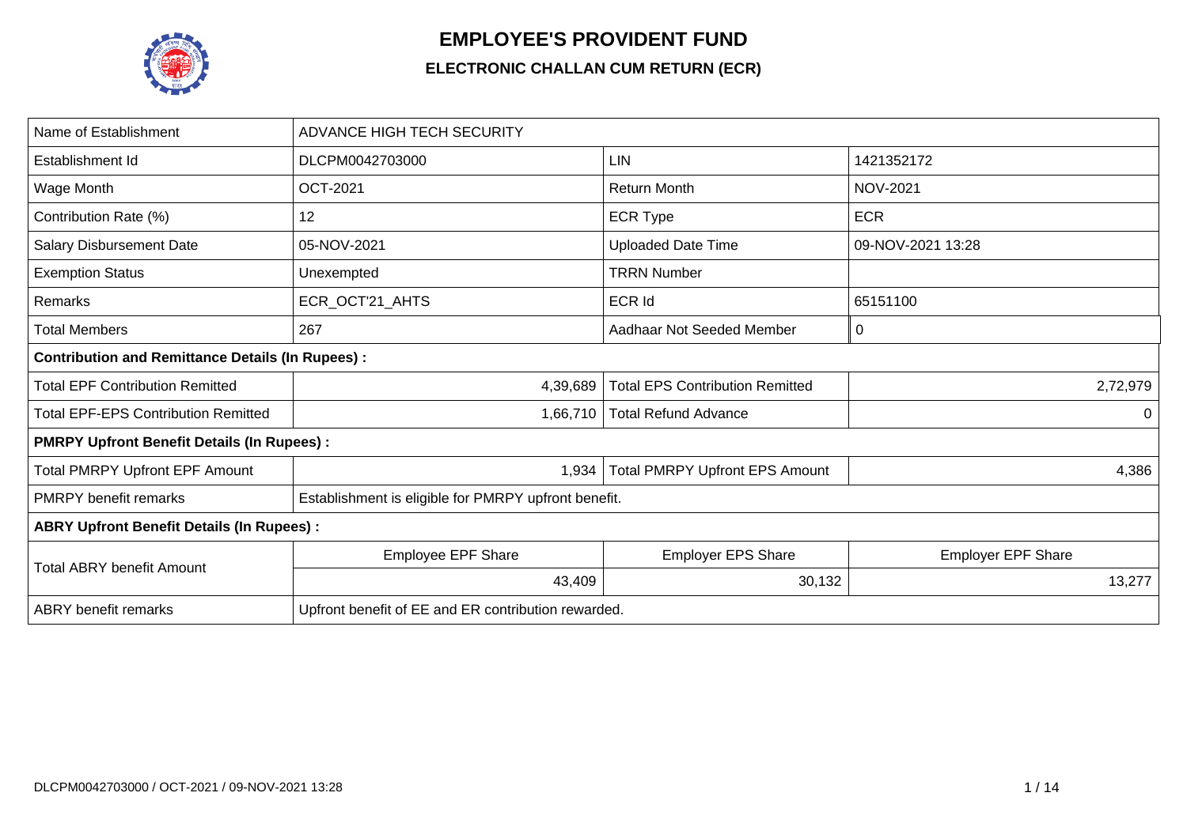# EMPLOYEE'S PROVIDENT FUND

## ELECTRONIC CHALLAN CUM RETURN (ECR)

| Name of Establishment | ADVANCE HIGH TECH SECURITY | | |
|---|---|---|---|
| Establishment Id | DLCPM0042703000 | LIN | 1421352172 |
| Wage Month | OCT-2021 | Return Month | NOV-2021 |
| Contribution Rate (%) | 12 | ECR Type | ECR |
| Salary Disbursement Date | 05-NOV-2021 | Uploaded Date Time | 09-NOV-2021 13:28 |
| Exemption Status | Unexempted | TRRN Number | |
| Remarks | ECR_OCT'21_AHTS | ECR Id | 65151100 |
| Total Members | 267 | Aadhaar Not Seeded Member | 0 |
| **Contribution and Remittance Details (In Rupees) :** | | | |
| Total EPF Contribution Remitted | 4,39,689 | Total EPS Contribution Remitted | 2,72,979 |
| Total EPF-EPS Contribution Remitted | 1,66,710 | Total Refund Advance | 0 |
| **PMRPY Upfront Benefit Details (In Rupees) :** | | | |
| Total PMRPY Upfront EPF Amount | 1,934 | Total PMRPY Upfront EPS Amount | 4,386 |
| PMRPY benefit remarks | Establishment is eligible for PMRPY upfront benefit. | | |
| **ABRY Upfront Benefit Details (In Rupees) :** | | | |
| Total ABRY benefit Amount | Employee EPF Share | Employer EPS Share | Employer EPF Share |
| | 43,409 | 30,132 | 13,277 |
| ABRY benefit remarks | Upfront benefit of EE and ER contribution rewarded. | | |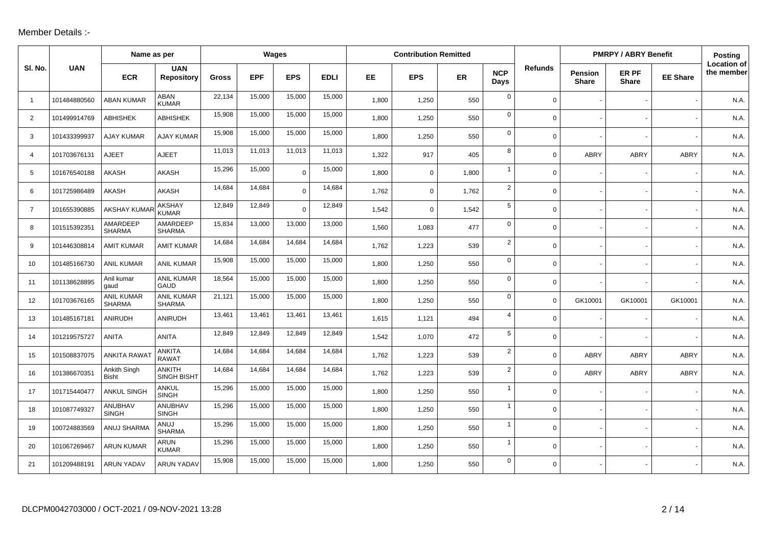Member Details :-

| Sl. No. | UAN | Name as per | | Wages | | | | Contribution Remitted | | | | Refunds | PMRPY / ABRY Benefit | | | Posting |
|---|---|---|---|---|---|---|---|---|---|---|---|---|---|---|---|---|
| | | ECR | UAN Repository | Gross | EPF | EPS | EDLI | EE | EPS | ER | NCP Days | | Pension Share | ER PF Share | EE Share | Location of the member |
| 1 | 101484880560 | ABAN KUMAR | ABAN KUMAR | 22,134 | 15,000 | 15,000 | 15,000 | 1,800 | 1,250 | 550 | 0 | 0 | - | - | - | N.A. |
| 2 | 101499914769 | ABHISHEK | ABHISHEK | 15,908 | 15,000 | 15,000 | 15,000 | 1,800 | 1,250 | 550 | 0 | 0 | - | - | - | N.A. |
| 3 | 101433399937 | AJAY KUMAR | AJAY KUMAR | 15,908 | 15,000 | 15,000 | 15,000 | 1,800 | 1,250 | 550 | 0 | 0 | - | - | - | N.A. |
| 4 | 101703676131 | AJEET | AJEET | 11,013 | 11,013 | 11,013 | 11,013 | 1,322 | 917 | 405 | 8 | 0 | ABRY | ABRY | ABRY | N.A. |
| 5 | 101676540188 | AKASH | AKASH | 15,296 | 15,000 | 0 | 15,000 | 1,800 | 0 | 1,800 | 1 | 0 | - | - | - | N.A. |
| 6 | 101725986489 | AKASH | AKASH | 14,684 | 14,684 | 0 | 14,684 | 1,762 | 0 | 1,762 | 2 | 0 | - | - | - | N.A. |
| 7 | 101655390885 | AKSHAY KUMAR | AKSHAY KUMAR | 12,849 | 12,849 | 0 | 12,849 | 1,542 | 0 | 1,542 | 5 | 0 | - | - | - | N.A. |
| 8 | 101515392351 | AMARDEEP SHARMA | AMARDEEP SHARMA | 15,834 | 13,000 | 13,000 | 13,000 | 1,560 | 1,083 | 477 | 0 | 0 | - | - | - | N.A. |
| 9 | 101446308814 | AMIT KUMAR | AMIT KUMAR | 14,684 | 14,684 | 14,684 | 14,684 | 1,762 | 1,223 | 539 | 2 | 0 | - | - | - | N.A. |
| 10 | 101485166730 | ANIL KUMAR | ANIL KUMAR | 15,908 | 15,000 | 15,000 | 15,000 | 1,800 | 1,250 | 550 | 0 | 0 | - | - | - | N.A. |
| 11 | 101138628895 | Anil kumar gaud | ANIL KUMAR GAUD | 18,564 | 15,000 | 15,000 | 15,000 | 1,800 | 1,250 | 550 | 0 | 0 | - | - | - | N.A. |
| 12 | 101703676165 | ANIL KUMAR SHARMA | ANIL KUMAR SHARMA | 21,121 | 15,000 | 15,000 | 15,000 | 1,800 | 1,250 | 550 | 0 | 0 | GK10001 | GK10001 | GK10001 | N.A. |
| 13 | 101485167181 | ANIRUDH | ANIRUDH | 13,461 | 13,461 | 13,461 | 13,461 | 1,615 | 1,121 | 494 | 4 | 0 | - | - | - | N.A. |
| 14 | 101219575727 | ANITA | ANITA | 12,849 | 12,849 | 12,849 | 12,849 | 1,542 | 1,070 | 472 | 5 | 0 | - | - | - | N.A. |
| 15 | 101508837075 | ANKITA RAWAT | ANKITA RAWAT | 14,684 | 14,684 | 14,684 | 14,684 | 1,762 | 1,223 | 539 | 2 | 0 | ABRY | ABRY | ABRY | N.A. |
| 16 | 101386670351 | Ankith Singh Bisht | ANKITH SINGH BISHT | 14,684 | 14,684 | 14,684 | 14,684 | 1,762 | 1,223 | 539 | 2 | 0 | ABRY | ABRY | ABRY | N.A. |
| 17 | 101715440477 | ANKUL SINGH | ANKUL SINGH | 15,296 | 15,000 | 15,000 | 15,000 | 1,800 | 1,250 | 550 | 1 | 0 | - | - | - | N.A. |
| 18 | 101087749327 | ANUBHAV SINGH | ANUBHAV SINGH | 15,296 | 15,000 | 15,000 | 15,000 | 1,800 | 1,250 | 550 | 1 | 0 | - | - | - | N.A. |
| 19 | 100724883569 | ANUJ SHARMA | ANUJ SHARMA | 15,296 | 15,000 | 15,000 | 15,000 | 1,800 | 1,250 | 550 | 1 | 0 | - | - | - | N.A. |
| 20 | 101067269467 | ARUN KUMAR | ARUN KUMAR | 15,296 | 15,000 | 15,000 | 15,000 | 1,800 | 1,250 | 550 | 1 | 0 | - | - | - | N.A. |
| 21 | 101209488191 | ARUN YADAV | ARUN YADAV | 15,908 | 15,000 | 15,000 | 15,000 | 1,800 | 1,250 | 550 | 0 | 0 | - | - | - | N.A. |

DLCPM0042703000 / OCT-2021 / 09-NOV-2021 13:28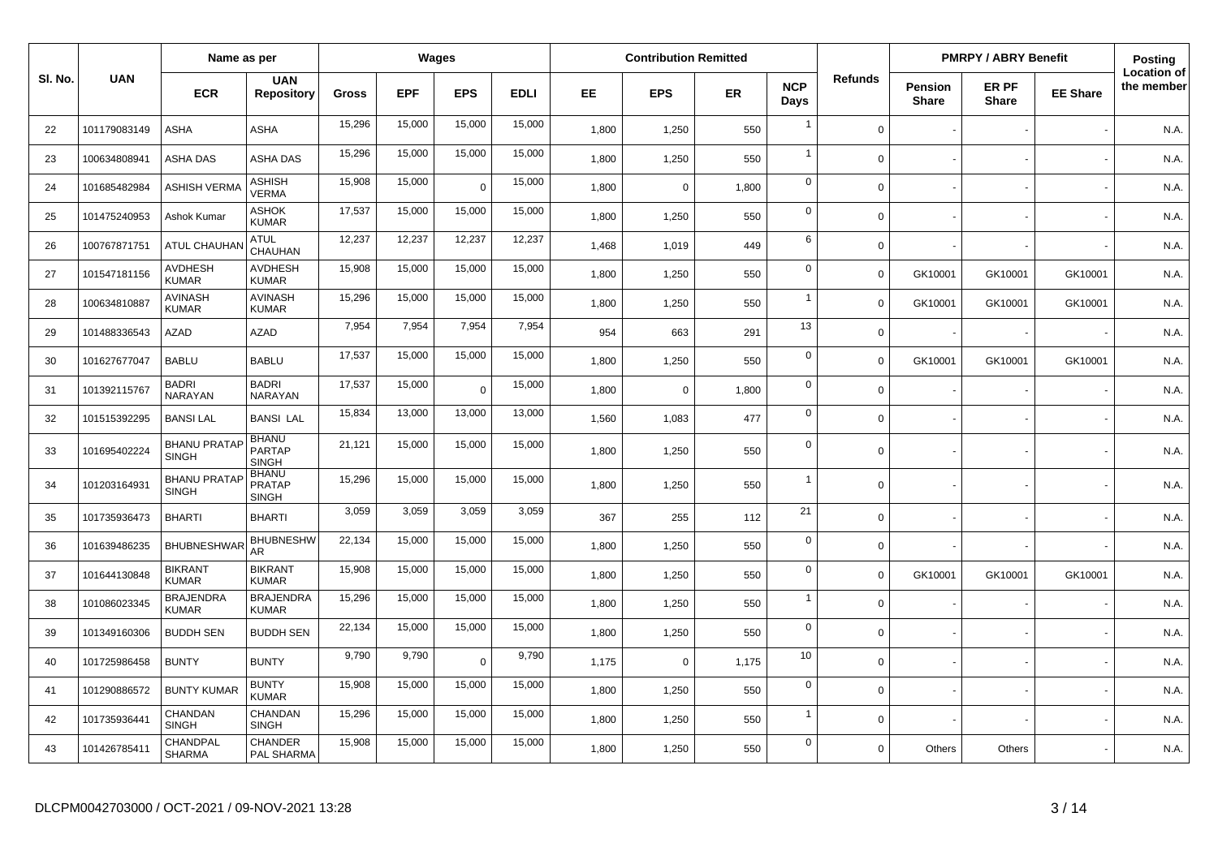| Sl. No. | UAN | Name as per | | Wages | | | | Contribution Remitted | | | | Refunds | PMRPY / ABRY Benefit | | | Posting |
|---|---|---|---|---|---|---|---|---|---|---|---|---|---|---|---|---|
| | | ECR | UAN Repository | Gross | EPF | EPS | EDLI | EE | EPS | ER | NCP Days | | Pension Share | ER PF Share | EE Share | Location of the member |
| 22 | 101179083149 | ASHA | ASHA | 15,296 | 15,000 | 15,000 | 15,000 | 1,800 | 1,250 | 550 | 1 | 0 | - | - | - | N.A. |
| 23 | 100634808941 | ASHA DAS | ASHA DAS | 15,296 | 15,000 | 15,000 | 15,000 | 1,800 | 1,250 | 550 | 1 | 0 | - | - | - | N.A. |
| 24 | 101685482984 | ASHISH VERMA | ASHISH VERMA | 15,908 | 15,000 | 0 | 15,000 | 1,800 | 0 | 1,800 | 0 | 0 | - | - | - | N.A. |
| 25 | 101475240953 | Ashok Kumar | ASHOK KUMAR | 17,537 | 15,000 | 15,000 | 15,000 | 1,800 | 1,250 | 550 | 0 | 0 | - | - | - | N.A. |
| 26 | 100767871751 | ATUL CHAUHAN | ATUL CHAUHAN | 12,237 | 12,237 | 12,237 | 12,237 | 1,468 | 1,019 | 449 | 6 | 0 | - | - | - | N.A. |
| 27 | 101547181156 | AVDHESH KUMAR | AVDHESH KUMAR | 15,908 | 15,000 | 15,000 | 15,000 | 1,800 | 1,250 | 550 | 0 | 0 | GK10001 | GK10001 | GK10001 | N.A. |
| 28 | 100634810887 | AVINASH KUMAR | AVINASH KUMAR | 15,296 | 15,000 | 15,000 | 15,000 | 1,800 | 1,250 | 550 | 1 | 0 | GK10001 | GK10001 | GK10001 | N.A. |
| 29 | 101488336543 | AZAD | AZAD | 7,954 | 7,954 | 7,954 | 7,954 | 954 | 663 | 291 | 13 | 0 | - | - | - | N.A. |
| 30 | 101627677047 | BABLU | BABLU | 17,537 | 15,000 | 15,000 | 15,000 | 1,800 | 1,250 | 550 | 0 | 0 | GK10001 | GK10001 | GK10001 | N.A. |
| 31 | 101392115767 | BADRI NARAYAN | BADRI NARAYAN | 17,537 | 15,000 | 0 | 15,000 | 1,800 | 0 | 1,800 | 0 | 0 | - | - | - | N.A. |
| 32 | 101515392295 | BANSI LAL | BANSI LAL | 15,834 | 13,000 | 13,000 | 13,000 | 1,560 | 1,083 | 477 | 0 | 0 | - | - | - | N.A. |
| 33 | 101695402224 | BHANU PRATAP SINGH | BHANU PARTAP SINGH | 21,121 | 15,000 | 15,000 | 15,000 | 1,800 | 1,250 | 550 | 0 | 0 | - | - | - | N.A. |
| 34 | 101203164931 | BHANU PRATAP SINGH | BHANU PRATAP SINGH | 15,296 | 15,000 | 15,000 | 15,000 | 1,800 | 1,250 | 550 | 1 | 0 | - | - | - | N.A. |
| 35 | 101735936473 | BHARTI | BHARTI | 3,059 | 3,059 | 3,059 | 3,059 | 367 | 255 | 112 | 21 | 0 | - | - | - | N.A. |
| 36 | 101639486235 | BHUBNESHWAR | BHUBNESHWAR | 22,134 | 15,000 | 15,000 | 15,000 | 1,800 | 1,250 | 550 | 0 | 0 | - | - | - | N.A. |
| 37 | 101644130848 | BIKRANT KUMAR | BIKRANT KUMAR | 15,908 | 15,000 | 15,000 | 15,000 | 1,800 | 1,250 | 550 | 0 | 0 | GK10001 | GK10001 | GK10001 | N.A. |
| 38 | 101086023345 | BRAJENDRA KUMAR | BRAJENDRA KUMAR | 15,296 | 15,000 | 15,000 | 15,000 | 1,800 | 1,250 | 550 | 1 | 0 | - | - | - | N.A. |
| 39 | 101349160306 | BUDDH SEN | BUDDH SEN | 22,134 | 15,000 | 15,000 | 15,000 | 1,800 | 1,250 | 550 | 0 | 0 | - | - | - | N.A. |
| 40 | 101725986458 | BUNTY | BUNTY | 9,790 | 9,790 | 0 | 9,790 | 1,175 | 0 | 1,175 | 10 | 0 | - | - | - | N.A. |
| 41 | 101290886572 | BUNTY KUMAR | BUNTY KUMAR | 15,908 | 15,000 | 15,000 | 15,000 | 1,800 | 1,250 | 550 | 0 | 0 | - | - | - | N.A. |
| 42 | 101735936441 | CHANDAN SINGH | CHANDAN SINGH | 15,296 | 15,000 | 15,000 | 15,000 | 1,800 | 1,250 | 550 | 1 | 0 | - | - | - | N.A. |
| 43 | 101426785411 | CHANDPAL SHARMA | CHANDER PAL SHARMA | 15,908 | 15,000 | 15,000 | 15,000 | 1,800 | 1,250 | 550 | 0 | 0 | Others | Others | - | N.A. |

DLCPM0042703000 / OCT-2021 / 09-NOV-2021 13:28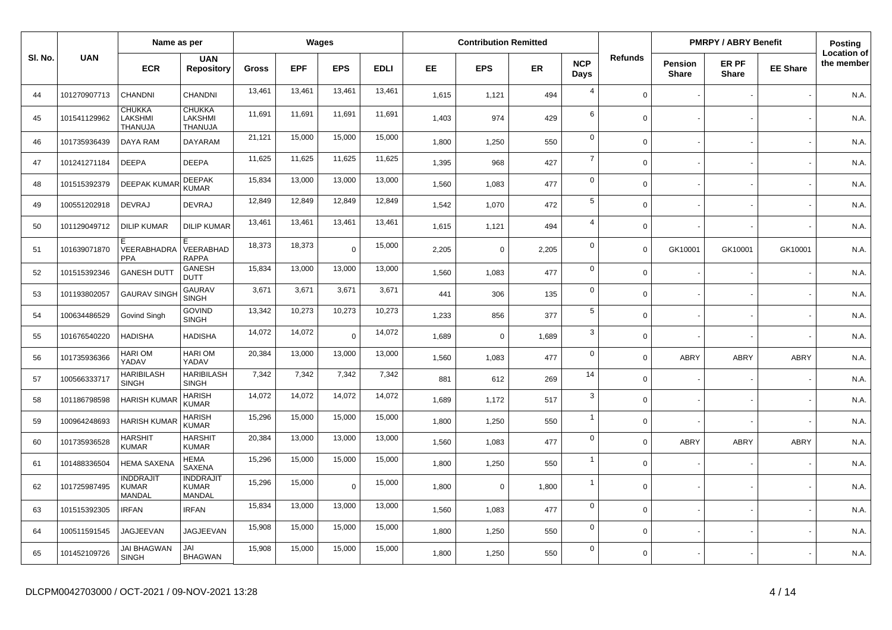| Sl. No. | UAN | Name as per | | Wages | | | | Contribution Remitted | | | | Refunds | PMRPY / ABRY Benefit | | | Posting Location of the member |
|---|---|---|---|---|---|---|---|---|---|---|---|---|---|---|---|---|
| | | ECR | UAN Repository | Gross | EPF | EPS | EDLI | EE | EPS | ER | NCP Days | | Pension Share | ER PF Share | EE Share | |
| 44 | 101270907713 | CHANDNI | CHANDNI | 13,461 | 13,461 | 13,461 | 13,461 | 1,615 | 1,121 | 494 | 4 | 0 | - | - | - | N.A. |
| 45 | 101541129962 | CHUKKA LAKSHMI THANUJA | CHUKKA LAKSHMI THANUJA | 11,691 | 11,691 | 11,691 | 11,691 | 1,403 | 974 | 429 | 6 | 0 | - | - | - | N.A. |
| 46 | 101735936439 | DAYA RAM | DAYARAM | 21,121 | 15,000 | 15,000 | 15,000 | 1,800 | 1,250 | 550 | 0 | 0 | - | - | - | N.A. |
| 47 | 101241271184 | DEEPA | DEEPA | 11,625 | 11,625 | 11,625 | 11,625 | 1,395 | 968 | 427 | 7 | 0 | - | - | - | N.A. |
| 48 | 101515392379 | DEEPAK KUMAR | DEEPAK KUMAR | 15,834 | 13,000 | 13,000 | 13,000 | 1,560 | 1,083 | 477 | 0 | 0 | - | - | - | N.A. |
| 49 | 100551202918 | DEVRAJ | DEVRAJ | 12,849 | 12,849 | 12,849 | 12,849 | 1,542 | 1,070 | 472 | 5 | 0 | - | - | - | N.A. |
| 50 | 101129049712 | DILIP KUMAR | DILIP KUMAR | 13,461 | 13,461 | 13,461 | 13,461 | 1,615 | 1,121 | 494 | 4 | 0 | - | - | - | N.A. |
| 51 | 101639071870 | E VEERABHADRA PPA | E VEERABHAD RAPPA | 18,373 | 18,373 | 0 | 15,000 | 2,205 | 0 | 2,205 | 0 | 0 | GK10001 | GK10001 | GK10001 | N.A. |
| 52 | 101515392346 | GANESH DUTT | GANESH DUTT | 15,834 | 13,000 | 13,000 | 13,000 | 1,560 | 1,083 | 477 | 0 | 0 | - | - | - | N.A. |
| 53 | 101193802057 | GAURAV SINGH | GAURAV SINGH | 3,671 | 3,671 | 3,671 | 3,671 | 441 | 306 | 135 | 0 | 0 | - | - | - | N.A. |
| 54 | 100634486529 | Govind Singh | GOVIND SINGH | 13,342 | 10,273 | 10,273 | 10,273 | 1,233 | 856 | 377 | 5 | 0 | - | - | - | N.A. |
| 55 | 101676540220 | HADISHA | HADISHA | 14,072 | 14,072 | 0 | 14,072 | 1,689 | 0 | 1,689 | 3 | 0 | - | - | - | N.A. |
| 56 | 101735936366 | HARI OM YADAV | HARI OM YADAV | 20,384 | 13,000 | 13,000 | 13,000 | 1,560 | 1,083 | 477 | 0 | 0 | ABRY | ABRY | ABRY | N.A. |
| 57 | 100566333717 | HARIBILASH SINGH | HARIBILASH SINGH | 7,342 | 7,342 | 7,342 | 7,342 | 881 | 612 | 269 | 14 | 0 | - | - | - | N.A. |
| 58 | 101186798598 | HARISH KUMAR | HARISH KUMAR | 14,072 | 14,072 | 14,072 | 14,072 | 1,689 | 1,172 | 517 | 3 | 0 | - | - | - | N.A. |
| 59 | 100964248693 | HARISH KUMAR | HARISH KUMAR | 15,296 | 15,000 | 15,000 | 15,000 | 1,800 | 1,250 | 550 | 1 | 0 | - | - | - | N.A. |
| 60 | 101735936528 | HARSHIT KUMAR | HARSHIT KUMAR | 20,384 | 13,000 | 13,000 | 13,000 | 1,560 | 1,083 | 477 | 0 | 0 | ABRY | ABRY | ABRY | N.A. |
| 61 | 101488336504 | HEMA SAXENA | HEMA SAXENA | 15,296 | 15,000 | 15,000 | 15,000 | 1,800 | 1,250 | 550 | 1 | 0 | - | - | - | N.A. |
| 62 | 101725987495 | INDDRAJIT KUMAR MANDAL | INDDRAJIT KUMAR MANDAL | 15,296 | 15,000 | 0 | 15,000 | 1,800 | 0 | 1,800 | 1 | 0 | - | - | - | N.A. |
| 63 | 101515392305 | IRFAN | IRFAN | 15,834 | 13,000 | 13,000 | 13,000 | 1,560 | 1,083 | 477 | 0 | 0 | - | - | - | N.A. |
| 64 | 100511591545 | JAGJEEVAN | JAGJEEVAN | 15,908 | 15,000 | 15,000 | 15,000 | 1,800 | 1,250 | 550 | 0 | 0 | - | - | - | N.A. |
| 65 | 101452109726 | JAI BHAGWAN SINGH | JAI BHAGWAN | 15,908 | 15,000 | 15,000 | 15,000 | 1,800 | 1,250 | 550 | 0 | 0 | - | - | - | N.A. |

DLCPM0042703000 / OCT-2021 / 09-NOV-2021 13:28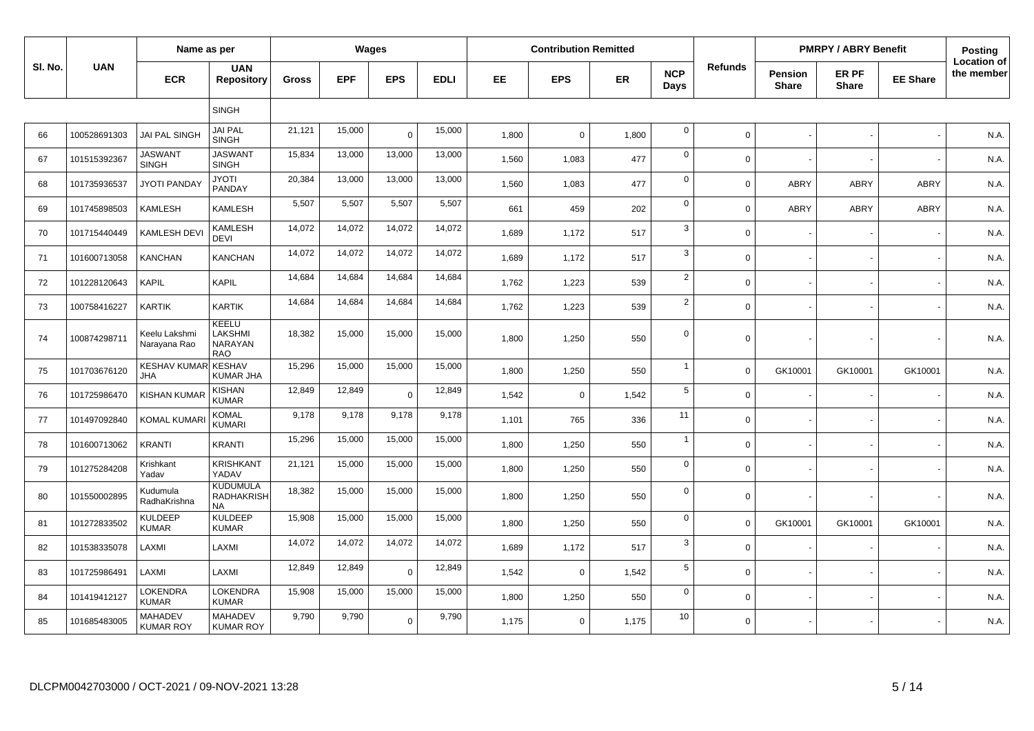| Sl. No. | UAN | Name as per | | Wages | | | | Contribution Remitted | | | | Refunds | PMRPY / ABRY Benefit | | | Posting Location of the member |
|---|---|---|---|---|---|---|---|---|---|---|---|---|---|---|---|---|
| | | ECR | UAN Repository | Gross | EPF | EPS | EDLI | EE | EPS | ER | NCP Days | | Pension Share | ER PF Share | EE Share | |
| | | | SINGH | | | | | | | | | | | | | |
| 66 | 100528691303 | JAI PAL SINGH | JAI PAL SINGH | 21,121 | 15,000 | 0 | 15,000 | 1,800 | 0 | 1,800 | 0 | 0 | - | - | - | N.A. |
| 67 | 101515392367 | JASWANT SINGH | JASWANT SINGH | 15,834 | 13,000 | 13,000 | 13,000 | 1,560 | 1,083 | 477 | 0 | 0 | - | - | - | N.A. |
| 68 | 101735936537 | JYOTI PANDAY | JYOTI PANDAY | 20,384 | 13,000 | 13,000 | 13,000 | 1,560 | 1,083 | 477 | 0 | 0 | ABRY | ABRY | ABRY | N.A. |
| 69 | 101745898503 | KAMLESH | KAMLESH | 5,507 | 5,507 | 5,507 | 5,507 | 661 | 459 | 202 | 0 | 0 | ABRY | ABRY | ABRY | N.A. |
| 70 | 101715440449 | KAMLESH DEVI | KAMLESH DEVI | 14,072 | 14,072 | 14,072 | 14,072 | 1,689 | 1,172 | 517 | 3 | 0 | - | - | - | N.A. |
| 71 | 101600713058 | KANCHAN | KANCHAN | 14,072 | 14,072 | 14,072 | 14,072 | 1,689 | 1,172 | 517 | 3 | 0 | - | - | - | N.A. |
| 72 | 101228120643 | KAPIL | KAPIL | 14,684 | 14,684 | 14,684 | 14,684 | 1,762 | 1,223 | 539 | 2 | 0 | - | - | - | N.A. |
| 73 | 100758416227 | KARTIK | KARTIK | 14,684 | 14,684 | 14,684 | 14,684 | 1,762 | 1,223 | 539 | 2 | 0 | - | - | - | N.A. |
| 74 | 100874298711 | Keelu Lakshmi Narayana Rao | KEELU LAKSHMI NARAYAN RAO | 18,382 | 15,000 | 15,000 | 15,000 | 1,800 | 1,250 | 550 | 0 | 0 | - | - | - | N.A. |
| 75 | 101703676120 | KESHAV KUMAR JHA | KESHAV KUMAR JHA | 15,296 | 15,000 | 15,000 | 15,000 | 1,800 | 1,250 | 550 | 1 | 0 | GK10001 | GK10001 | GK10001 | N.A. |
| 76 | 101725986470 | KISHAN KUMAR | KISHAN KUMAR | 12,849 | 12,849 | 0 | 12,849 | 1,542 | 0 | 1,542 | 5 | 0 | - | - | - | N.A. |
| 77 | 101497092840 | KOMAL KUMARI | KOMAL KUMARI | 9,178 | 9,178 | 9,178 | 9,178 | 1,101 | 765 | 336 | 11 | 0 | - | - | - | N.A. |
| 78 | 101600713062 | KRANTI | KRANTI | 15,296 | 15,000 | 15,000 | 15,000 | 1,800 | 1,250 | 550 | 1 | 0 | - | - | - | N.A. |
| 79 | 101275284208 | Krishkant Yadav | KRISHKANT YADAV | 21,121 | 15,000 | 15,000 | 15,000 | 1,800 | 1,250 | 550 | 0 | 0 | - | - | - | N.A. |
| 80 | 101550002895 | Kudumula RadhaKrishna | KUDUMULA RADHAKRISH NA | 18,382 | 15,000 | 15,000 | 15,000 | 1,800 | 1,250 | 550 | 0 | 0 | - | - | - | N.A. |
| 81 | 101272833502 | KULDEEP KUMAR | KULDEEP KUMAR | 15,908 | 15,000 | 15,000 | 15,000 | 1,800 | 1,250 | 550 | 0 | 0 | GK10001 | GK10001 | GK10001 | N.A. |
| 82 | 101538335078 | LAXMI | LAXMI | 14,072 | 14,072 | 14,072 | 14,072 | 1,689 | 1,172 | 517 | 3 | 0 | - | - | - | N.A. |
| 83 | 101725986491 | LAXMI | LAXMI | 12,849 | 12,849 | 0 | 12,849 | 1,542 | 0 | 1,542 | 5 | 0 | - | - | - | N.A. |
| 84 | 101419412127 | LOKENDRA KUMAR | LOKENDRA KUMAR | 15,908 | 15,000 | 15,000 | 15,000 | 1,800 | 1,250 | 550 | 0 | 0 | - | - | - | N.A. |
| 85 | 101685483005 | MAHADEV KUMAR ROY | MAHADEV KUMAR ROY | 9,790 | 9,790 | 0 | 9,790 | 1,175 | 0 | 1,175 | 10 | 0 | - | - | - | N.A. |

DLCPM0042703000 / OCT-2021 / 09-NOV-2021 13:28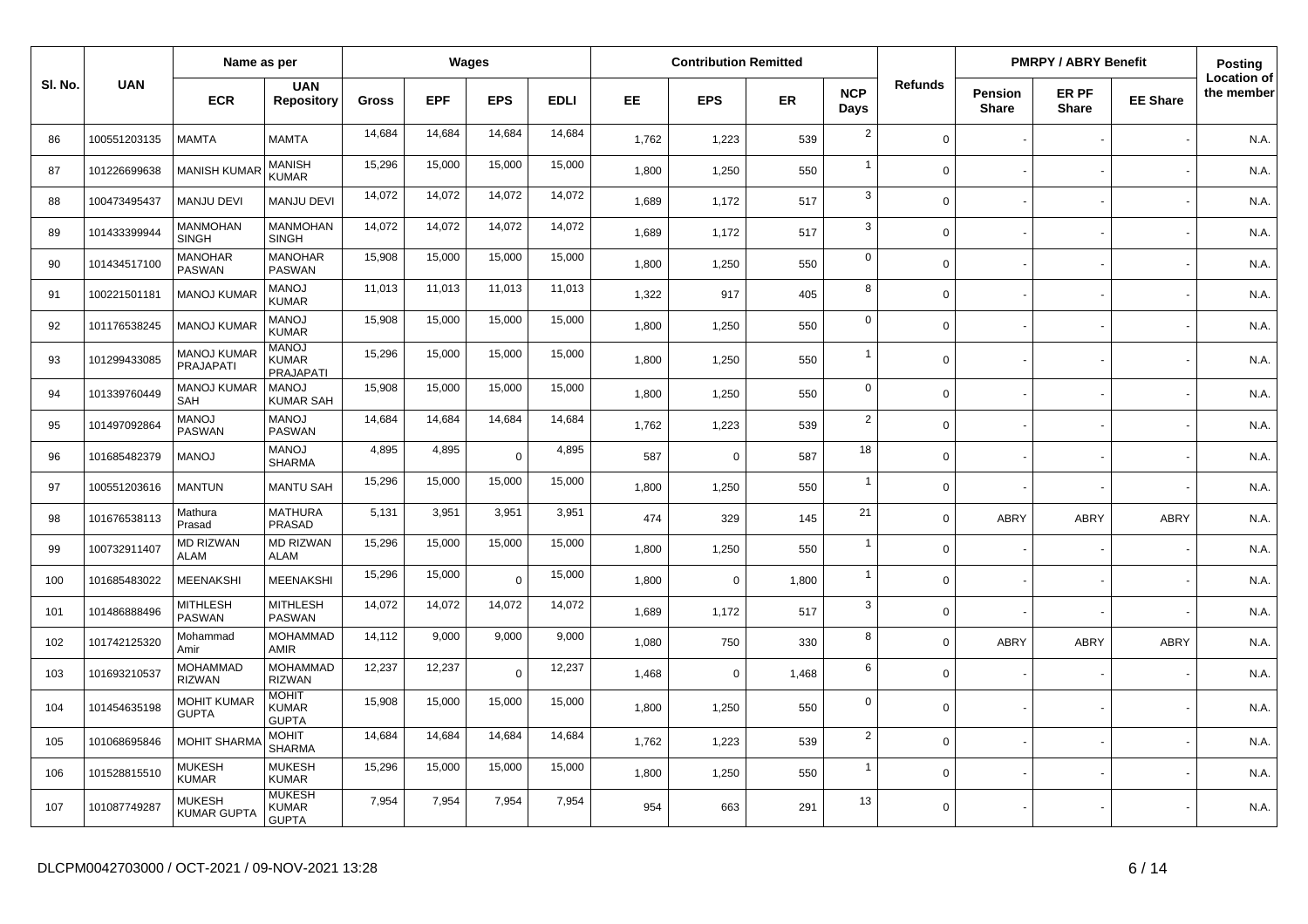| Sl. No. | UAN | Name as per | | Wages | | | | Contribution Remitted | | | | Refunds | PMRPY / ABRY Benefit | | | Posting Location of the member |
|---|---|---|---|---|---|---|---|---|---|---|---|---|---|---|---|---|
| | | ECR | UAN Repository | Gross | EPF | EPS | EDLI | EE | EPS | ER | NCP Days | | Pension Share | ER PF Share | EE Share | |
| 86 | 100551203135 | MAMTA | MAMTA | 14,684 | 14,684 | 14,684 | 14,684 | 1,762 | 1,223 | 539 | 2 | 0 | - | - | - | N.A. |
| 87 | 101226699638 | MANISH KUMAR | MANISH KUMAR | 15,296 | 15,000 | 15,000 | 15,000 | 1,800 | 1,250 | 550 | 1 | 0 | - | - | - | N.A. |
| 88 | 100473495437 | MANJU DEVI | MANJU DEVI | 14,072 | 14,072 | 14,072 | 14,072 | 1,689 | 1,172 | 517 | 3 | 0 | - | - | - | N.A. |
| 89 | 101433399944 | MANMOHAN SINGH | MANMOHAN SINGH | 14,072 | 14,072 | 14,072 | 14,072 | 1,689 | 1,172 | 517 | 3 | 0 | - | - | - | N.A. |
| 90 | 101434517100 | MANOHAR PASWAN | MANOHAR PASWAN | 15,908 | 15,000 | 15,000 | 15,000 | 1,800 | 1,250 | 550 | 0 | 0 | - | - | - | N.A. |
| 91 | 100221501181 | MANOJ KUMAR | MANOJ KUMAR | 11,013 | 11,013 | 11,013 | 11,013 | 1,322 | 917 | 405 | 8 | 0 | - | - | - | N.A. |
| 92 | 101176538245 | MANOJ KUMAR | MANOJ KUMAR | 15,908 | 15,000 | 15,000 | 15,000 | 1,800 | 1,250 | 550 | 0 | 0 | - | - | - | N.A. |
| 93 | 101299433085 | MANOJ KUMAR PRAJAPATI | MANOJ KUMAR PRAJAPATI | 15,296 | 15,000 | 15,000 | 15,000 | 1,800 | 1,250 | 550 | 1 | 0 | - | - | - | N.A. |
| 94 | 101339760449 | MANOJ KUMAR SAH | MANOJ KUMAR SAH | 15,908 | 15,000 | 15,000 | 15,000 | 1,800 | 1,250 | 550 | 0 | 0 | - | - | - | N.A. |
| 95 | 101497092864 | MANOJ PASWAN | MANOJ PASWAN | 14,684 | 14,684 | 14,684 | 14,684 | 1,762 | 1,223 | 539 | 2 | 0 | - | - | - | N.A. |
| 96 | 101685482379 | MANOJ | MANOJ SHARMA | 4,895 | 4,895 | 0 | 4,895 | 587 | 0 | 587 | 18 | 0 | - | - | - | N.A. |
| 97 | 100551203616 | MANTUN | MANTU SAH | 15,296 | 15,000 | 15,000 | 15,000 | 1,800 | 1,250 | 550 | 1 | 0 | - | - | - | N.A. |
| 98 | 101676538113 | Mathura Prasad | MATHURA PRASAD | 5,131 | 3,951 | 3,951 | 3,951 | 474 | 329 | 145 | 21 | 0 | ABRY | ABRY | ABRY | N.A. |
| 99 | 100732911407 | MD RIZWAN ALAM | MD RIZWAN ALAM | 15,296 | 15,000 | 15,000 | 15,000 | 1,800 | 1,250 | 550 | 1 | 0 | - | - | - | N.A. |
| 100 | 101685483022 | MEENAKSHI | MEENAKSHI | 15,296 | 15,000 | 0 | 15,000 | 1,800 | 0 | 1,800 | 1 | 0 | - | - | - | N.A. |
| 101 | 101486888496 | MITHLESH PASWAN | MITHLESH PASWAN | 14,072 | 14,072 | 14,072 | 14,072 | 1,689 | 1,172 | 517 | 3 | 0 | - | - | - | N.A. |
| 102 | 101742125320 | Mohammad Amir | MOHAMMAD AMIR | 14,112 | 9,000 | 9,000 | 9,000 | 1,080 | 750 | 330 | 8 | 0 | ABRY | ABRY | ABRY | N.A. |
| 103 | 101693210537 | MOHAMMAD RIZWAN | MOHAMMAD RIZWAN | 12,237 | 12,237 | 0 | 12,237 | 1,468 | 0 | 1,468 | 6 | 0 | - | - | - | N.A. |
| 104 | 101454635198 | MOHIT KUMAR GUPTA | MOHIT KUMAR GUPTA | 15,908 | 15,000 | 15,000 | 15,000 | 1,800 | 1,250 | 550 | 0 | 0 | - | - | - | N.A. |
| 105 | 101068695846 | MOHIT SHARMA | MOHIT SHARMA | 14,684 | 14,684 | 14,684 | 14,684 | 1,762 | 1,223 | 539 | 2 | 0 | - | - | - | N.A. |
| 106 | 101528815510 | MUKESH KUMAR | MUKESH KUMAR | 15,296 | 15,000 | 15,000 | 15,000 | 1,800 | 1,250 | 550 | 1 | 0 | - | - | - | N.A. |
| 107 | 101087749287 | MUKESH KUMAR GUPTA | MUKESH KUMAR GUPTA | 7,954 | 7,954 | 7,954 | 7,954 | 954 | 663 | 291 | 13 | 0 | - | - | - | N.A. |

DLCPM0042703000 / OCT-2021 / 09-NOV-2021 13:28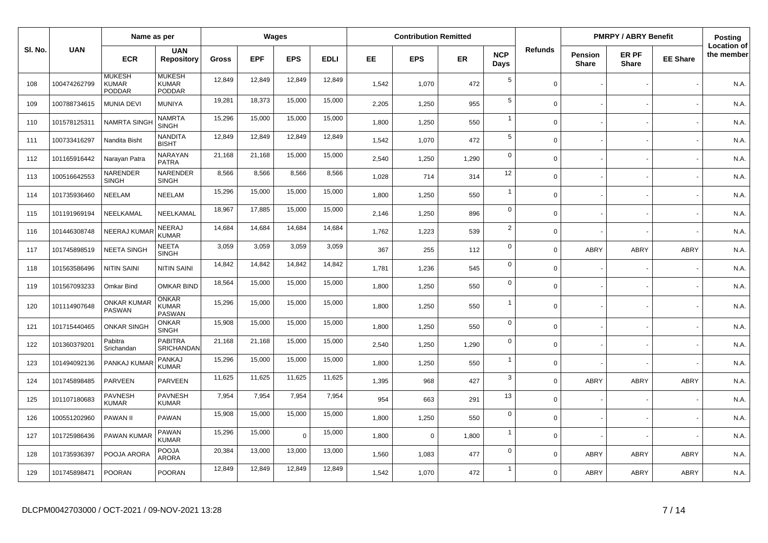| Sl. No. | UAN | Name as per | | Wages | | | | Contribution Remitted | | | | Refunds | PMRPY / ABRY Benefit | | | Posting Location of the member |
|---|---|---|---|---|---|---|---|---|---|---|---|---|---|---|---|---|
| | | ECR | UAN Repository | Gross | EPF | EPS | EDLI | EE | EPS | ER | NCP Days | | Pension Share | ER PF Share | EE Share | |
| 108 | 100474262799 | MUKESH KUMAR PODDAR | MUKESH KUMAR PODDAR | 12,849 | 12,849 | 12,849 | 12,849 | 1,542 | 1,070 | 472 | 5 | 0 | - | - | - | N.A. |
| 109 | 100788734615 | MUNIA DEVI | MUNIYA | 19,281 | 18,373 | 15,000 | 15,000 | 2,205 | 1,250 | 955 | 5 | 0 | - | - | - | N.A. |
| 110 | 101578125311 | NAMRTA SINGH | NAMRTA SINGH | 15,296 | 15,000 | 15,000 | 15,000 | 1,800 | 1,250 | 550 | 1 | 0 | - | - | - | N.A. |
| 111 | 100733416297 | Nandita Bisht | NANDITA BISHT | 12,849 | 12,849 | 12,849 | 12,849 | 1,542 | 1,070 | 472 | 5 | 0 | - | - | - | N.A. |
| 112 | 101165916442 | Narayan Patra | NARAYAN PATRA | 21,168 | 21,168 | 15,000 | 15,000 | 2,540 | 1,250 | 1,290 | 0 | 0 | - | - | - | N.A. |
| 113 | 100516642553 | NARENDER SINGH | NARENDER SINGH | 8,566 | 8,566 | 8,566 | 8,566 | 1,028 | 714 | 314 | 12 | 0 | - | - | - | N.A. |
| 114 | 101735936460 | NEELAM | NEELAM | 15,296 | 15,000 | 15,000 | 15,000 | 1,800 | 1,250 | 550 | 1 | 0 | - | - | - | N.A. |
| 115 | 101191969194 | NEELKAMAL | NEELKAMAL | 18,967 | 17,885 | 15,000 | 15,000 | 2,146 | 1,250 | 896 | 0 | 0 | - | - | - | N.A. |
| 116 | 101446308748 | NEERAJ KUMAR | NEERAJ KUMAR | 14,684 | 14,684 | 14,684 | 14,684 | 1,762 | 1,223 | 539 | 2 | 0 | - | - | - | N.A. |
| 117 | 101745898519 | NEETA SINGH | NEETA SINGH | 3,059 | 3,059 | 3,059 | 3,059 | 367 | 255 | 112 | 0 | 0 | ABRY | ABRY | ABRY | N.A. |
| 118 | 101563586496 | NITIN SAINI | NITIN SAINI | 14,842 | 14,842 | 14,842 | 14,842 | 1,781 | 1,236 | 545 | 0 | 0 | - | - | - | N.A. |
| 119 | 101567093233 | Omkar Bind | OMKAR BIND | 18,564 | 15,000 | 15,000 | 15,000 | 1,800 | 1,250 | 550 | 0 | 0 | - | - | - | N.A. |
| 120 | 101114907648 | ONKAR KUMAR PASWAN | ONKAR KUMAR PASWAN | 15,296 | 15,000 | 15,000 | 15,000 | 1,800 | 1,250 | 550 | 1 | 0 | - | - | - | N.A. |
| 121 | 101715440465 | ONKAR SINGH | ONKAR SINGH | 15,908 | 15,000 | 15,000 | 15,000 | 1,800 | 1,250 | 550 | 0 | 0 | - | - | - | N.A. |
| 122 | 101360379201 | Pabitra Srichandan | PABITRA SRICHANDAN | 21,168 | 21,168 | 15,000 | 15,000 | 2,540 | 1,250 | 1,290 | 0 | 0 | - | - | - | N.A. |
| 123 | 101494092136 | PANKAJ KUMAR | PANKAJ KUMAR | 15,296 | 15,000 | 15,000 | 15,000 | 1,800 | 1,250 | 550 | 1 | 0 | - | - | - | N.A. |
| 124 | 101745898485 | PARVEEN | PARVEEN | 11,625 | 11,625 | 11,625 | 11,625 | 1,395 | 968 | 427 | 3 | 0 | ABRY | ABRY | ABRY | N.A. |
| 125 | 101107180683 | PAVNESH KUMAR | PAVNESH KUMAR | 7,954 | 7,954 | 7,954 | 7,954 | 954 | 663 | 291 | 13 | 0 | - | - | - | N.A. |
| 126 | 100551202960 | PAWAN II | PAWAN | 15,908 | 15,000 | 15,000 | 15,000 | 1,800 | 1,250 | 550 | 0 | 0 | - | - | - | N.A. |
| 127 | 101725986436 | PAWAN KUMAR | PAWAN KUMAR | 15,296 | 15,000 | 0 | 15,000 | 1,800 | 0 | 1,800 | 1 | 0 | - | - | - | N.A. |
| 128 | 101735936397 | POOJA ARORA | POOJA ARORA | 20,384 | 13,000 | 13,000 | 13,000 | 1,560 | 1,083 | 477 | 0 | 0 | ABRY | ABRY | ABRY | N.A. |
| 129 | 101745898471 | POORAN | POORAN | 12,849 | 12,849 | 12,849 | 12,849 | 1,542 | 1,070 | 472 | 1 | 0 | ABRY | ABRY | ABRY | N.A. |

DLCPM0042703000 / OCT-2021 / 09-NOV-2021 13:28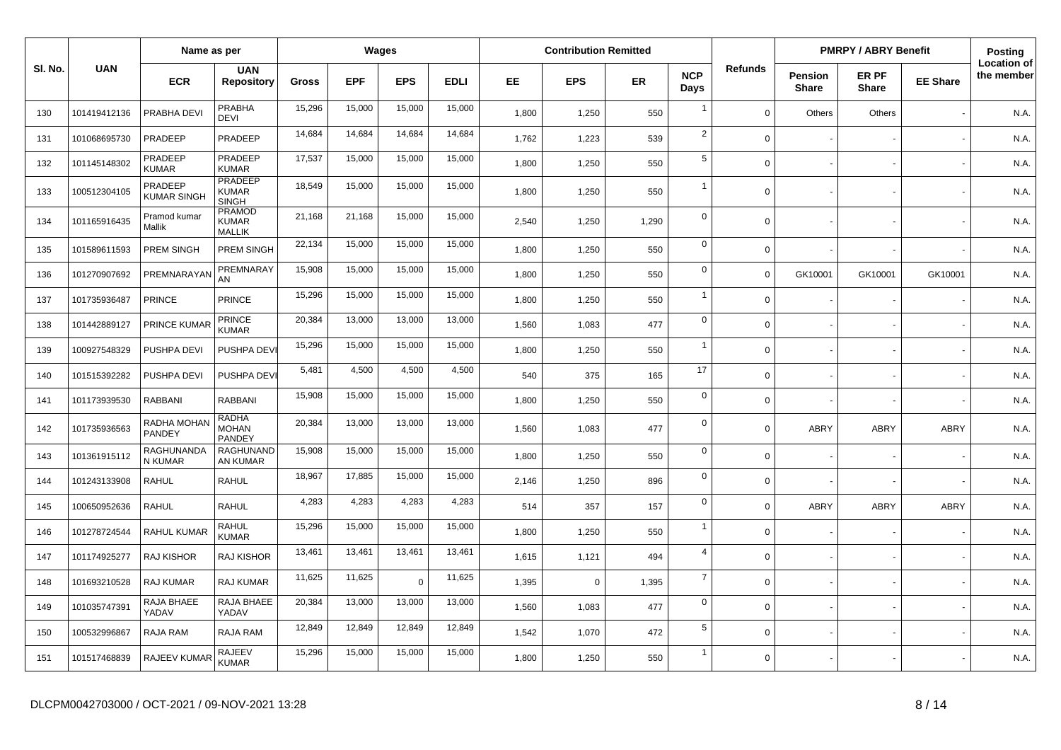| Sl. No. | UAN | Name as per | | Wages | | | | Contribution Remitted | | | | Refunds | PMRPY / ABRY Benefit | | | Posting |
|---|---|---|---|---|---|---|---|---|---|---|---|---|---|---|---|---|
| | | ECR | UAN Repository | Gross | EPF | EPS | EDLI | EE | EPS | ER | NCP Days | | Pension Share | ER PF Share | EE Share | Location of the member |
| 130 | 101419412136 | PRABHA DEVI | PRABHA DEVI | 15,296 | 15,000 | 15,000 | 15,000 | 1,800 | 1,250 | 550 | 1 | 0 | Others | Others | - | N.A. |
| 131 | 101068695730 | PRADEEP | PRADEEP | 14,684 | 14,684 | 14,684 | 14,684 | 1,762 | 1,223 | 539 | 2 | 0 | - | - | - | N.A. |
| 132 | 101145148302 | PRADEEP KUMAR | PRADEEP KUMAR | 17,537 | 15,000 | 15,000 | 15,000 | 1,800 | 1,250 | 550 | 5 | 0 | - | - | - | N.A. |
| 133 | 100512304105 | PRADEEP KUMAR SINGH | PRADEEP KUMAR SINGH | 18,549 | 15,000 | 15,000 | 15,000 | 1,800 | 1,250 | 550 | 1 | 0 | - | - | - | N.A. |
| 134 | 101165916435 | Pramod kumar Mallik | PRAMOD KUMAR MALLIK | 21,168 | 21,168 | 15,000 | 15,000 | 2,540 | 1,250 | 1,290 | 0 | 0 | - | - | - | N.A. |
| 135 | 101589611593 | PREM SINGH | PREM SINGH | 22,134 | 15,000 | 15,000 | 15,000 | 1,800 | 1,250 | 550 | 0 | 0 | - | - | - | N.A. |
| 136 | 101270907692 | PREMNARAYAN | PREMNARAYAN | 15,908 | 15,000 | 15,000 | 15,000 | 1,800 | 1,250 | 550 | 0 | 0 | GK10001 | GK10001 | GK10001 | N.A. |
| 137 | 101735936487 | PRINCE | PRINCE | 15,296 | 15,000 | 15,000 | 15,000 | 1,800 | 1,250 | 550 | 1 | 0 | - | - | - | N.A. |
| 138 | 101442889127 | PRINCE KUMAR | PRINCE KUMAR | 20,384 | 13,000 | 13,000 | 13,000 | 1,560 | 1,083 | 477 | 0 | 0 | - | - | - | N.A. |
| 139 | 100927548329 | PUSHPA DEVI | PUSHPA DEVI | 15,296 | 15,000 | 15,000 | 15,000 | 1,800 | 1,250 | 550 | 1 | 0 | - | - | - | N.A. |
| 140 | 101515392282 | PUSHPA DEVI | PUSHPA DEVI | 5,481 | 4,500 | 4,500 | 4,500 | 540 | 375 | 165 | 17 | 0 | - | - | - | N.A. |
| 141 | 101173939530 | RABBANI | RABBANI | 15,908 | 15,000 | 15,000 | 15,000 | 1,800 | 1,250 | 550 | 0 | 0 | - | - | - | N.A. |
| 142 | 101735936563 | RADHA MOHAN PANDEY | RADHA MOHAN PANDEY | 20,384 | 13,000 | 13,000 | 13,000 | 1,560 | 1,083 | 477 | 0 | 0 | ABRY | ABRY | ABRY | N.A. |
| 143 | 101361915112 | RAGHUNANDAN KUMAR | RAGHUNANDAN KUMAR | 15,908 | 15,000 | 15,000 | 15,000 | 1,800 | 1,250 | 550 | 0 | 0 | - | - | - | N.A. |
| 144 | 101243133908 | RAHUL | RAHUL | 18,967 | 17,885 | 15,000 | 15,000 | 2,146 | 1,250 | 896 | 0 | 0 | - | - | - | N.A. |
| 145 | 100650952636 | RAHUL | RAHUL | 4,283 | 4,283 | 4,283 | 4,283 | 514 | 357 | 157 | 0 | 0 | ABRY | ABRY | ABRY | N.A. |
| 146 | 101278724544 | RAHUL KUMAR | RAHUL KUMAR | 15,296 | 15,000 | 15,000 | 15,000 | 1,800 | 1,250 | 550 | 1 | 0 | - | - | - | N.A. |
| 147 | 101174925277 | RAJ KISHOR | RAJ KISHOR | 13,461 | 13,461 | 13,461 | 13,461 | 1,615 | 1,121 | 494 | 4 | 0 | - | - | - | N.A. |
| 148 | 101693210528 | RAJ KUMAR | RAJ KUMAR | 11,625 | 11,625 | 0 | 11,625 | 1,395 | 0 | 1,395 | 7 | 0 | - | - | - | N.A. |
| 149 | 101035747391 | RAJA BHAEE YADAV | RAJA BHAEE YADAV | 20,384 | 13,000 | 13,000 | 13,000 | 1,560 | 1,083 | 477 | 0 | 0 | - | - | - | N.A. |
| 150 | 100532996867 | RAJA RAM | RAJA RAM | 12,849 | 12,849 | 12,849 | 12,849 | 1,542 | 1,070 | 472 | 5 | 0 | - | - | - | N.A. |
| 151 | 101517468839 | RAJEEV KUMAR | RAJEEV KUMAR | 15,296 | 15,000 | 15,000 | 15,000 | 1,800 | 1,250 | 550 | 1 | 0 | - | - | - | N.A. |

DLCPM0042703000 / OCT-2021 / 09-NOV-2021 13:28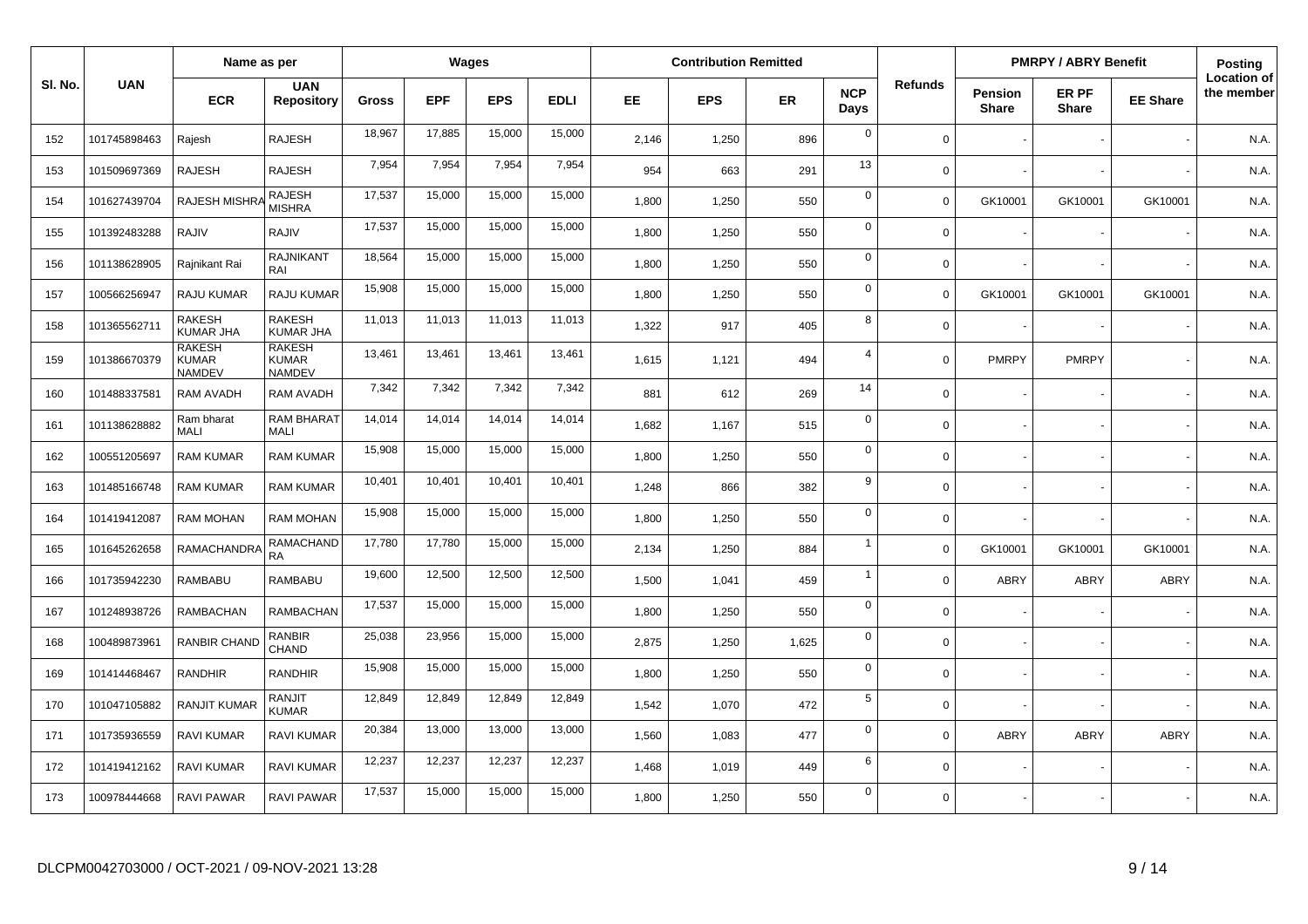| Sl. No. | UAN | Name as per | | Wages | | | | Contribution Remitted | | | | Refunds | PMRPY / ABRY Benefit | | | Posting Location of the member |
|---|---|---|---|---|---|---|---|---|---|---|---|---|---|---|---|---|
| | | ECR | UAN Repository | Gross | EPF | EPS | EDLI | EE | EPS | ER | NCP Days | | Pension Share | ER PF Share | EE Share | |
| 152 | 101745898463 | Rajesh | RAJESH | 18,967 | 17,885 | 15,000 | 15,000 | 2,146 | 1,250 | 896 | 0 | 0 | - | - | - | N.A. |
| 153 | 101509697369 | RAJESH | RAJESH | 7,954 | 7,954 | 7,954 | 7,954 | 954 | 663 | 291 | 13 | 0 | - | - | - | N.A. |
| 154 | 101627439704 | RAJESH MISHRA | RAJESH MISHRA | 17,537 | 15,000 | 15,000 | 15,000 | 1,800 | 1,250 | 550 | 0 | 0 | GK10001 | GK10001 | GK10001 | N.A. |
| 155 | 101392483288 | RAJIV | RAJIV | 17,537 | 15,000 | 15,000 | 15,000 | 1,800 | 1,250 | 550 | 0 | 0 | - | - | - | N.A. |
| 156 | 101138628905 | Rajnikant Rai | RAJNIKANT RAI | 18,564 | 15,000 | 15,000 | 15,000 | 1,800 | 1,250 | 550 | 0 | 0 | - | - | - | N.A. |
| 157 | 100566256947 | RAJU KUMAR | RAJU KUMAR | 15,908 | 15,000 | 15,000 | 15,000 | 1,800 | 1,250 | 550 | 0 | 0 | GK10001 | GK10001 | GK10001 | N.A. |
| 158 | 101365562711 | RAKESH KUMAR JHA | RAKESH KUMAR JHA | 11,013 | 11,013 | 11,013 | 11,013 | 1,322 | 917 | 405 | 8 | 0 | - | - | - | N.A. |
| 159 | 101386670379 | RAKESH KUMAR NAMDEV | RAKESH KUMAR NAMDEV | 13,461 | 13,461 | 13,461 | 13,461 | 1,615 | 1,121 | 494 | 4 | 0 | PMRPY | PMRPY | - | N.A. |
| 160 | 101488337581 | RAM AVADH | RAM AVADH | 7,342 | 7,342 | 7,342 | 7,342 | 881 | 612 | 269 | 14 | 0 | - | - | - | N.A. |
| 161 | 101138628882 | Ram bharat MALI | RAM BHARAT MALI | 14,014 | 14,014 | 14,014 | 14,014 | 1,682 | 1,167 | 515 | 0 | 0 | - | - | - | N.A. |
| 162 | 100551205697 | RAM KUMAR | RAM KUMAR | 15,908 | 15,000 | 15,000 | 15,000 | 1,800 | 1,250 | 550 | 0 | 0 | - | - | - | N.A. |
| 163 | 101485166748 | RAM KUMAR | RAM KUMAR | 10,401 | 10,401 | 10,401 | 10,401 | 1,248 | 866 | 382 | 9 | 0 | - | - | - | N.A. |
| 164 | 101419412087 | RAM MOHAN | RAM MOHAN | 15,908 | 15,000 | 15,000 | 15,000 | 1,800 | 1,250 | 550 | 0 | 0 | - | - | - | N.A. |
| 165 | 101645262658 | RAMACHANDRA | RAMACHANDRA | 17,780 | 17,780 | 15,000 | 15,000 | 2,134 | 1,250 | 884 | 1 | 0 | GK10001 | GK10001 | GK10001 | N.A. |
| 166 | 101735942230 | RAMBABU | RAMBABU | 19,600 | 12,500 | 12,500 | 12,500 | 1,500 | 1,041 | 459 | 1 | 0 | ABRY | ABRY | ABRY | N.A. |
| 167 | 101248938726 | RAMBACHAN | RAMBACHAN | 17,537 | 15,000 | 15,000 | 15,000 | 1,800 | 1,250 | 550 | 0 | 0 | - | - | - | N.A. |
| 168 | 100489873961 | RANBIR CHAND | RANBIR CHAND | 25,038 | 23,956 | 15,000 | 15,000 | 2,875 | 1,250 | 1,625 | 0 | 0 | - | - | - | N.A. |
| 169 | 101414468467 | RANDHIR | RANDHIR | 15,908 | 15,000 | 15,000 | 15,000 | 1,800 | 1,250 | 550 | 0 | 0 | - | - | - | N.A. |
| 170 | 101047105882 | RANJIT KUMAR | RANJIT KUMAR | 12,849 | 12,849 | 12,849 | 12,849 | 1,542 | 1,070 | 472 | 5 | 0 | - | - | - | N.A. |
| 171 | 101735936559 | RAVI KUMAR | RAVI KUMAR | 20,384 | 13,000 | 13,000 | 13,000 | 1,560 | 1,083 | 477 | 0 | 0 | ABRY | ABRY | ABRY | N.A. |
| 172 | 101419412162 | RAVI KUMAR | RAVI KUMAR | 12,237 | 12,237 | 12,237 | 12,237 | 1,468 | 1,019 | 449 | 6 | 0 | - | - | - | N.A. |
| 173 | 100978444668 | RAVI PAWAR | RAVI PAWAR | 17,537 | 15,000 | 15,000 | 15,000 | 1,800 | 1,250 | 550 | 0 | 0 | - | - | - | N.A. |

DLCPM0042703000 / OCT-2021 / 09-NOV-2021 13:28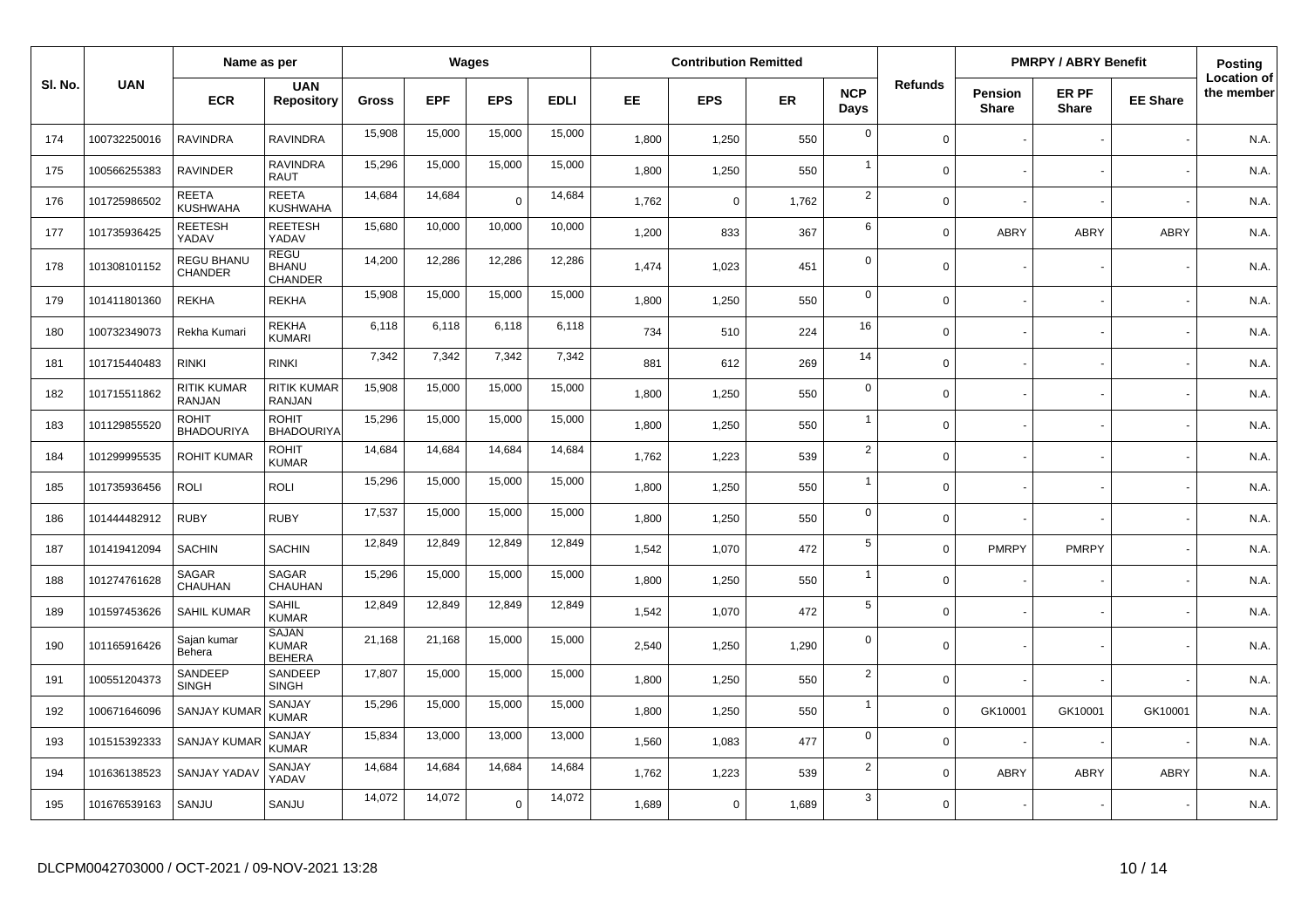| Sl. No. | UAN | Name as per | | Wages | | | | Contribution Remitted | | | | Refunds | PMRPY / ABRY Benefit | | | Posting Location of the member |
|---|---|---|---|---|---|---|---|---|---|---|---|---|---|---|---|---|
| | | ECR | UAN Repository | Gross | EPF | EPS | EDLI | EE | EPS | ER | NCP Days | | Pension Share | ER PF Share | EE Share | |
| 174 | 100732250016 | RAVINDRA | RAVINDRA | 15,908 | 15,000 | 15,000 | 15,000 | 1,800 | 1,250 | 550 | 0 | 0 | - | - | - | N.A. |
| 175 | 100566255383 | RAVINDER | RAVINDRA RAUT | 15,296 | 15,000 | 15,000 | 15,000 | 1,800 | 1,250 | 550 | 1 | 0 | - | - | - | N.A. |
| 176 | 101725986502 | REETA KUSHWAHA | REETA KUSHWAHA | 14,684 | 14,684 | 0 | 14,684 | 1,762 | 0 | 1,762 | 2 | 0 | - | - | - | N.A. |
| 177 | 101735936425 | REETESH YADAV | REETESH YADAV | 15,680 | 10,000 | 10,000 | 10,000 | 1,200 | 833 | 367 | 6 | 0 | ABRY | ABRY | ABRY | N.A. |
| 178 | 101308101152 | REGU BHANU CHANDER | REGU BHANU CHANDER | 14,200 | 12,286 | 12,286 | 12,286 | 1,474 | 1,023 | 451 | 0 | 0 | - | - | - | N.A. |
| 179 | 101411801360 | REKHA | REKHA | 15,908 | 15,000 | 15,000 | 15,000 | 1,800 | 1,250 | 550 | 0 | 0 | - | - | - | N.A. |
| 180 | 100732349073 | Rekha Kumari | REKHA KUMARI | 6,118 | 6,118 | 6,118 | 6,118 | 734 | 510 | 224 | 16 | 0 | - | - | - | N.A. |
| 181 | 101715440483 | RINKI | RINKI | 7,342 | 7,342 | 7,342 | 7,342 | 881 | 612 | 269 | 14 | 0 | - | - | - | N.A. |
| 182 | 101715511862 | RITIK KUMAR RANJAN | RITIK KUMAR RANJAN | 15,908 | 15,000 | 15,000 | 15,000 | 1,800 | 1,250 | 550 | 0 | 0 | - | - | - | N.A. |
| 183 | 101129855520 | ROHIT BHADOURIYA | ROHIT BHADOURIYA | 15,296 | 15,000 | 15,000 | 15,000 | 1,800 | 1,250 | 550 | 1 | 0 | - | - | - | N.A. |
| 184 | 101299995535 | ROHIT KUMAR | ROHIT KUMAR | 14,684 | 14,684 | 14,684 | 14,684 | 1,762 | 1,223 | 539 | 2 | 0 | - | - | - | N.A. |
| 185 | 101735936456 | ROLI | ROLI | 15,296 | 15,000 | 15,000 | 15,000 | 1,800 | 1,250 | 550 | 1 | 0 | - | - | - | N.A. |
| 186 | 101444482912 | RUBY | RUBY | 17,537 | 15,000 | 15,000 | 15,000 | 1,800 | 1,250 | 550 | 0 | 0 | - | - | - | N.A. |
| 187 | 101419412094 | SACHIN | SACHIN | 12,849 | 12,849 | 12,849 | 12,849 | 1,542 | 1,070 | 472 | 5 | 0 | PMRPY | PMRPY | - | N.A. |
| 188 | 101274761628 | SAGAR CHAUHAN | SAGAR CHAUHAN | 15,296 | 15,000 | 15,000 | 15,000 | 1,800 | 1,250 | 550 | 1 | 0 | - | - | - | N.A. |
| 189 | 101597453626 | SAHIL KUMAR | SAHIL KUMAR | 12,849 | 12,849 | 12,849 | 12,849 | 1,542 | 1,070 | 472 | 5 | 0 | - | - | - | N.A. |
| 190 | 101165916426 | Sajan kumar Behera | SAJAN KUMAR BEHERA | 21,168 | 21,168 | 15,000 | 15,000 | 2,540 | 1,250 | 1,290 | 0 | 0 | - | - | - | N.A. |
| 191 | 100551204373 | SANDEEP SINGH | SANDEEP SINGH | 17,807 | 15,000 | 15,000 | 15,000 | 1,800 | 1,250 | 550 | 2 | 0 | - | - | - | N.A. |
| 192 | 100671646096 | SANJAY KUMAR | SANJAY KUMAR | 15,296 | 15,000 | 15,000 | 15,000 | 1,800 | 1,250 | 550 | 1 | 0 | GK10001 | GK10001 | GK10001 | N.A. |
| 193 | 101515392333 | SANJAY KUMAR | SANJAY KUMAR | 15,834 | 13,000 | 13,000 | 13,000 | 1,560 | 1,083 | 477 | 0 | 0 | - | - | - | N.A. |
| 194 | 101636138523 | SANJAY YADAV | SANJAY YADAV | 14,684 | 14,684 | 14,684 | 14,684 | 1,762 | 1,223 | 539 | 2 | 0 | ABRY | ABRY | ABRY | N.A. |
| 195 | 101676539163 | SANJU | SANJU | 14,072 | 14,072 | 0 | 14,072 | 1,689 | 0 | 1,689 | 3 | 0 | - | - | - | N.A. |

DLCPM0042703000 / OCT-2021 / 09-NOV-2021 13:28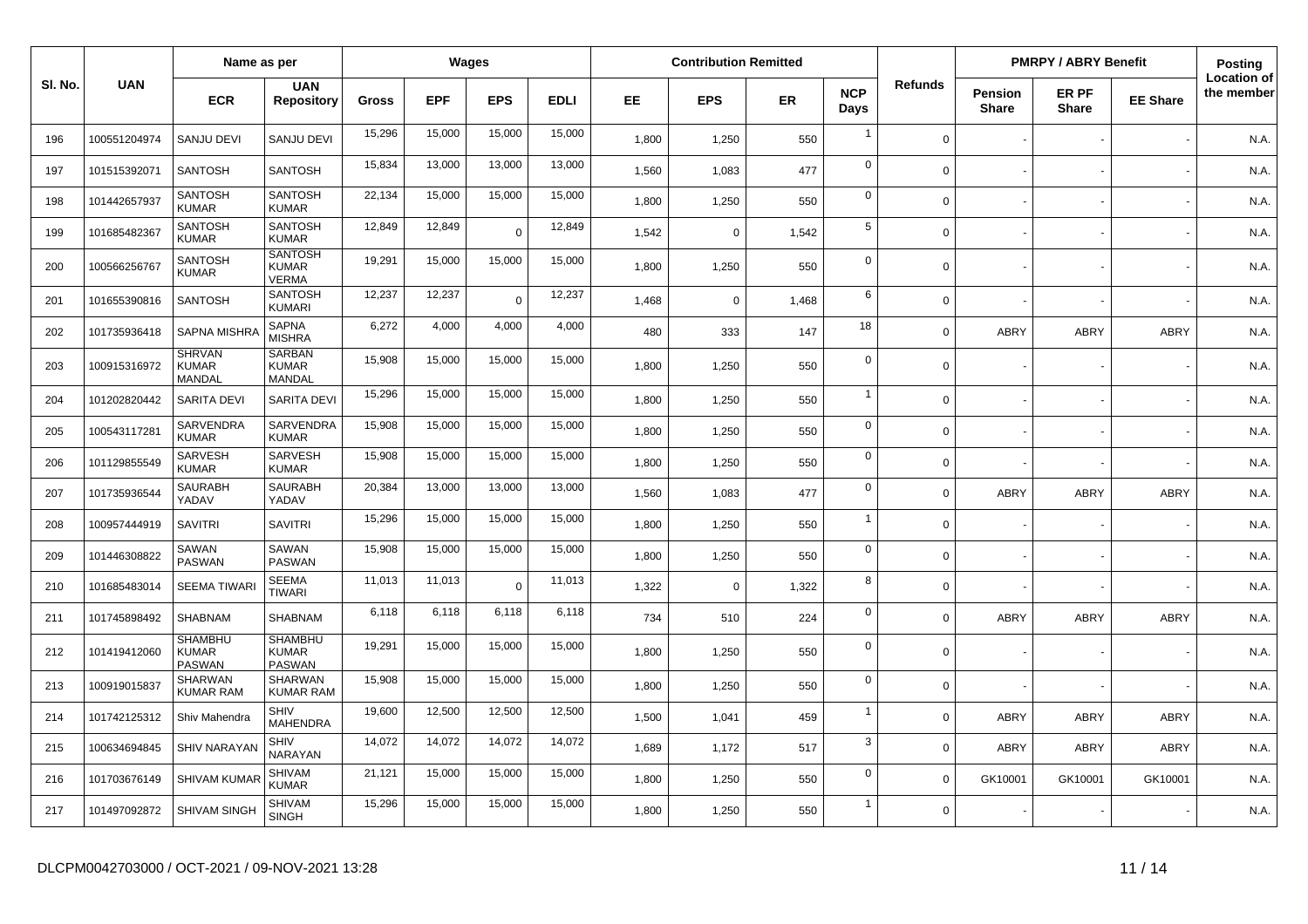| Sl. No. | UAN | Name as per | | Wages | | | | Contribution Remitted | | | | Refunds | PMRPY / ABRY Benefit | | | Posting Location of the member |
|---|---|---|---|---|---|---|---|---|---|---|---|---|---|---|---|---|
| | | ECR | UAN Repository | Gross | EPF | EPS | EDLI | EE | EPS | ER | NCP Days | | Pension Share | ER PF Share | EE Share | |
| 196 | 100551204974 | SANJU DEVI | SANJU DEVI | 15,296 | 15,000 | 15,000 | 15,000 | 1,800 | 1,250 | 550 | 1 | 0 | - | - | - | N.A. |
| 197 | 101515392071 | SANTOSH | SANTOSH | 15,834 | 13,000 | 13,000 | 13,000 | 1,560 | 1,083 | 477 | 0 | 0 | - | - | - | N.A. |
| 198 | 101442657937 | SANTOSH KUMAR | SANTOSH KUMAR | 22,134 | 15,000 | 15,000 | 15,000 | 1,800 | 1,250 | 550 | 0 | 0 | - | - | - | N.A. |
| 199 | 101685482367 | SANTOSH KUMAR | SANTOSH KUMAR | 12,849 | 12,849 | 0 | 12,849 | 1,542 | 0 | 1,542 | 5 | 0 | - | - | - | N.A. |
| 200 | 100566256767 | SANTOSH KUMAR | SANTOSH KUMAR VERMA | 19,291 | 15,000 | 15,000 | 15,000 | 1,800 | 1,250 | 550 | 0 | 0 | - | - | - | N.A. |
| 201 | 101655390816 | SANTOSH | SANTOSH KUMARI | 12,237 | 12,237 | 0 | 12,237 | 1,468 | 0 | 1,468 | 6 | 0 | - | - | - | N.A. |
| 202 | 101735936418 | SAPNA MISHRA | SAPNA MISHRA | 6,272 | 4,000 | 4,000 | 4,000 | 480 | 333 | 147 | 18 | 0 | ABRY | ABRY | ABRY | N.A. |
| 203 | 100915316972 | SHRVAN KUMAR MANDAL | SARBAN KUMAR MANDAL | 15,908 | 15,000 | 15,000 | 15,000 | 1,800 | 1,250 | 550 | 0 | 0 | - | - | - | N.A. |
| 204 | 101202820442 | SARITA DEVI | SARITA DEVI | 15,296 | 15,000 | 15,000 | 15,000 | 1,800 | 1,250 | 550 | 1 | 0 | - | - | - | N.A. |
| 205 | 100543117281 | SARVENDRA KUMAR | SARVENDRA KUMAR | 15,908 | 15,000 | 15,000 | 15,000 | 1,800 | 1,250 | 550 | 0 | 0 | - | - | - | N.A. |
| 206 | 101129855549 | SARVESH KUMAR | SARVESH KUMAR | 15,908 | 15,000 | 15,000 | 15,000 | 1,800 | 1,250 | 550 | 0 | 0 | - | - | - | N.A. |
| 207 | 101735936544 | SAURABH YADAV | SAURABH YADAV | 20,384 | 13,000 | 13,000 | 13,000 | 1,560 | 1,083 | 477 | 0 | 0 | ABRY | ABRY | ABRY | N.A. |
| 208 | 100957444919 | SAVITRI | SAVITRI | 15,296 | 15,000 | 15,000 | 15,000 | 1,800 | 1,250 | 550 | 1 | 0 | - | - | - | N.A. |
| 209 | 101446308822 | SAWAN PASWAN | SAWAN PASWAN | 15,908 | 15,000 | 15,000 | 15,000 | 1,800 | 1,250 | 550 | 0 | 0 | - | - | - | N.A. |
| 210 | 101685483014 | SEEMA TIWARI | SEEMA TIWARI | 11,013 | 11,013 | 0 | 11,013 | 1,322 | 0 | 1,322 | 8 | 0 | - | - | - | N.A. |
| 211 | 101745898492 | SHABNAM | SHABNAM | 6,118 | 6,118 | 6,118 | 6,118 | 734 | 510 | 224 | 0 | 0 | ABRY | ABRY | ABRY | N.A. |
| 212 | 101419412060 | SHAMBHU KUMAR PASWAN | SHAMBHU KUMAR PASWAN | 19,291 | 15,000 | 15,000 | 15,000 | 1,800 | 1,250 | 550 | 0 | 0 | - | - | - | N.A. |
| 213 | 100919015837 | SHARWAN KUMAR RAM | SHARWAN KUMAR RAM | 15,908 | 15,000 | 15,000 | 15,000 | 1,800 | 1,250 | 550 | 0 | 0 | - | - | - | N.A. |
| 214 | 101742125312 | Shiv Mahendra | SHIV MAHENDRA | 19,600 | 12,500 | 12,500 | 12,500 | 1,500 | 1,041 | 459 | 1 | 0 | ABRY | ABRY | ABRY | N.A. |
| 215 | 100634694845 | SHIV NARAYAN | SHIV NARAYAN | 14,072 | 14,072 | 14,072 | 14,072 | 1,689 | 1,172 | 517 | 3 | 0 | ABRY | ABRY | ABRY | N.A. |
| 216 | 101703676149 | SHIVAM KUMAR | SHIVAM KUMAR | 21,121 | 15,000 | 15,000 | 15,000 | 1,800 | 1,250 | 550 | 0 | 0 | GK10001 | GK10001 | GK10001 | N.A. |
| 217 | 101497092872 | SHIVAM SINGH | SHIVAM SINGH | 15,296 | 15,000 | 15,000 | 15,000 | 1,800 | 1,250 | 550 | 1 | 0 | - | - | - | N.A. |

DLCPM0042703000 / OCT-2021 / 09-NOV-2021 13:28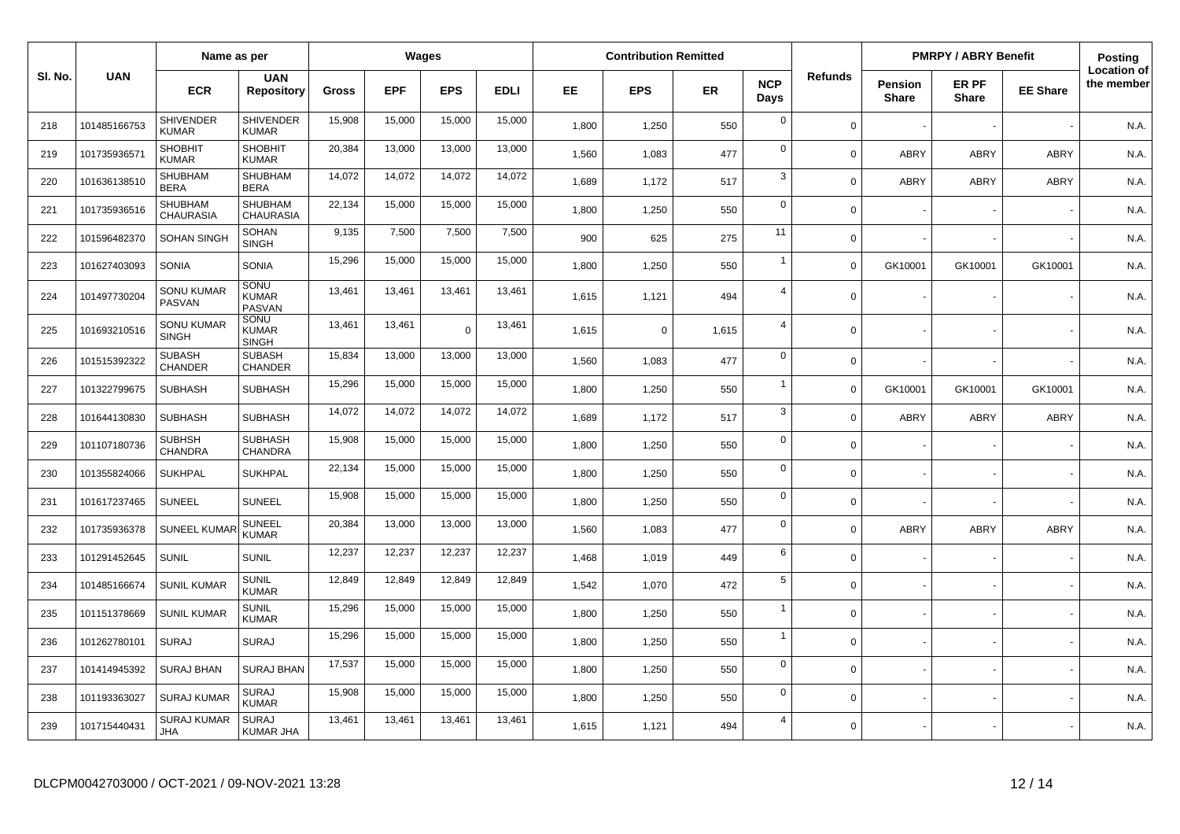| Sl. No. | UAN | Name as per | | Wages | | | | Contribution Remitted | | | | Refunds | PMRPY / ABRY Benefit | | | Posting Location of the member |
|---|---|---|---|---|---|---|---|---|---|---|---|---|---|---|---|---|
| | | ECR | UAN Repository | Gross | EPF | EPS | EDLI | EE | EPS | ER | NCP Days | | Pension Share | ER PF Share | EE Share | |
| 218 | 101485166753 | SHIVENDER KUMAR | SHIVENDER KUMAR | 15,908 | 15,000 | 15,000 | 15,000 | 1,800 | 1,250 | 550 | 0 | 0 | - | - | - | N.A. |
| 219 | 101735936571 | SHOBHIT KUMAR | SHOBHIT KUMAR | 20,384 | 13,000 | 13,000 | 13,000 | 1,560 | 1,083 | 477 | 0 | 0 | ABRY | ABRY | ABRY | N.A. |
| 220 | 101636138510 | SHUBHAM BERA | SHUBHAM BERA | 14,072 | 14,072 | 14,072 | 14,072 | 1,689 | 1,172 | 517 | 3 | 0 | ABRY | ABRY | ABRY | N.A. |
| 221 | 101735936516 | SHUBHAM CHAURASIA | SHUBHAM CHAURASIA | 22,134 | 15,000 | 15,000 | 15,000 | 1,800 | 1,250 | 550 | 0 | 0 | - | - | - | N.A. |
| 222 | 101596482370 | SOHAN SINGH | SOHAN SINGH | 9,135 | 7,500 | 7,500 | 7,500 | 900 | 625 | 275 | 11 | 0 | - | - | - | N.A. |
| 223 | 101627403093 | SONIA | SONIA | 15,296 | 15,000 | 15,000 | 15,000 | 1,800 | 1,250 | 550 | 1 | 0 | GK10001 | GK10001 | GK10001 | N.A. |
| 224 | 101497730204 | SONU KUMAR PASVAN | SONU KUMAR PASVAN | 13,461 | 13,461 | 13,461 | 13,461 | 1,615 | 1,121 | 494 | 4 | 0 | - | - | - | N.A. |
| 225 | 101693210516 | SONU KUMAR SINGH | SONU KUMAR SINGH | 13,461 | 13,461 | 0 | 13,461 | 1,615 | 0 | 1,615 | 4 | 0 | - | - | - | N.A. |
| 226 | 101515392322 | SUBASH CHANDER | SUBASH CHANDER | 15,834 | 13,000 | 13,000 | 13,000 | 1,560 | 1,083 | 477 | 0 | 0 | - | - | - | N.A. |
| 227 | 101322799675 | SUBHASH | SUBHASH | 15,296 | 15,000 | 15,000 | 15,000 | 1,800 | 1,250 | 550 | 1 | 0 | GK10001 | GK10001 | GK10001 | N.A. |
| 228 | 101644130830 | SUBHASH | SUBHASH | 14,072 | 14,072 | 14,072 | 14,072 | 1,689 | 1,172 | 517 | 3 | 0 | ABRY | ABRY | ABRY | N.A. |
| 229 | 101107180736 | SUBHSH CHANDRA | SUBHASH CHANDRA | 15,908 | 15,000 | 15,000 | 15,000 | 1,800 | 1,250 | 550 | 0 | 0 | - | - | - | N.A. |
| 230 | 101355824066 | SUKHPAL | SUKHPAL | 22,134 | 15,000 | 15,000 | 15,000 | 1,800 | 1,250 | 550 | 0 | 0 | - | - | - | N.A. |
| 231 | 101617237465 | SUNEEL | SUNEEL | 15,908 | 15,000 | 15,000 | 15,000 | 1,800 | 1,250 | 550 | 0 | 0 | - | - | - | N.A. |
| 232 | 101735936378 | SUNEEL KUMAR | SUNEEL KUMAR | 20,384 | 13,000 | 13,000 | 13,000 | 1,560 | 1,083 | 477 | 0 | 0 | ABRY | ABRY | ABRY | N.A. |
| 233 | 101291452645 | SUNIL | SUNIL | 12,237 | 12,237 | 12,237 | 12,237 | 1,468 | 1,019 | 449 | 6 | 0 | - | - | - | N.A. |
| 234 | 101485166674 | SUNIL KUMAR | SUNIL KUMAR | 12,849 | 12,849 | 12,849 | 12,849 | 1,542 | 1,070 | 472 | 5 | 0 | - | - | - | N.A. |
| 235 | 101151378669 | SUNIL KUMAR | SUNIL KUMAR | 15,296 | 15,000 | 15,000 | 15,000 | 1,800 | 1,250 | 550 | 1 | 0 | - | - | - | N.A. |
| 236 | 101262780101 | SURAJ | SURAJ | 15,296 | 15,000 | 15,000 | 15,000 | 1,800 | 1,250 | 550 | 1 | 0 | - | - | - | N.A. |
| 237 | 101414945392 | SURAJ BHAN | SURAJ BHAN | 17,537 | 15,000 | 15,000 | 15,000 | 1,800 | 1,250 | 550 | 0 | 0 | - | - | - | N.A. |
| 238 | 101193363027 | SURAJ KUMAR | SURAJ KUMAR | 15,908 | 15,000 | 15,000 | 15,000 | 1,800 | 1,250 | 550 | 0 | 0 | - | - | - | N.A. |
| 239 | 101715440431 | SURAJ KUMAR JHA | SURAJ KUMAR JHA | 13,461 | 13,461 | 13,461 | 13,461 | 1,615 | 1,121 | 494 | 4 | 0 | - | - | - | N.A. |

DLCPM0042703000 / OCT-2021 / 09-NOV-2021 13:28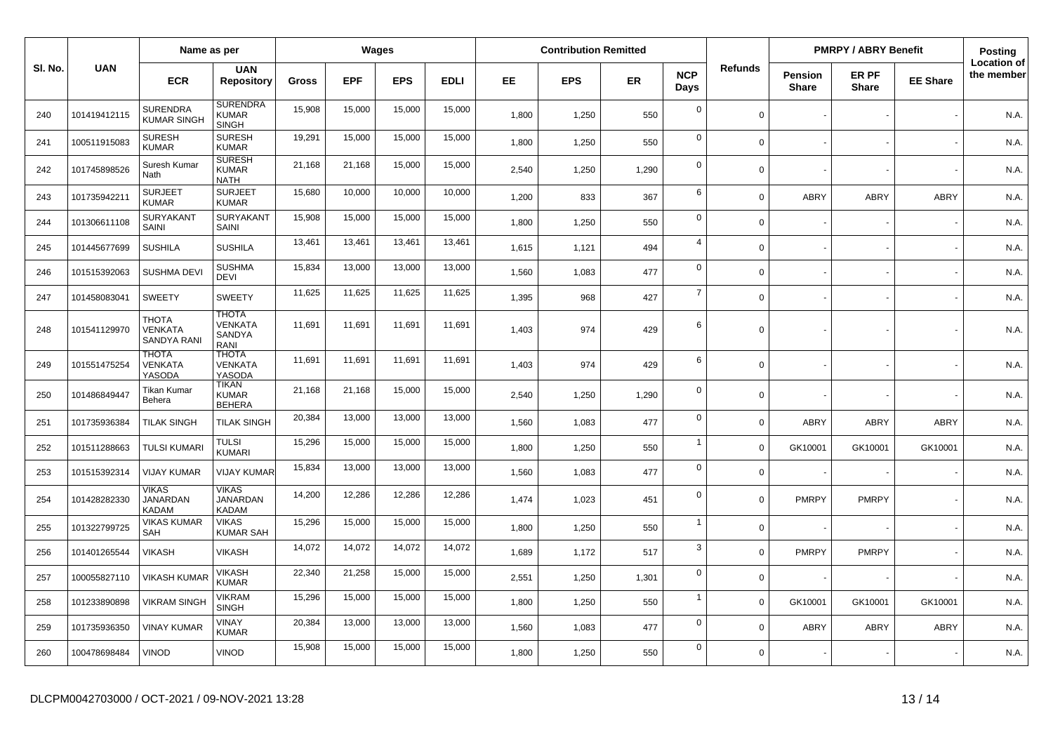| Sl. No. | UAN | Name as per | | Wages | | | | Contribution Remitted | | | | Refunds | PMRPY / ABRY Benefit | | | Posting |
|---|---|---|---|---|---|---|---|---|---|---|---|---|---|---|---|---|
| | | ECR | UAN Repository | Gross | EPF | EPS | EDLI | EE | EPS | ER | NCP Days | | Pension Share | ER PF Share | EE Share | Location of the member |
| 240 | 101419412115 | SURENDRA KUMAR SINGH | SURENDRA KUMAR SINGH | 15,908 | 15,000 | 15,000 | 15,000 | 1,800 | 1,250 | 550 | 0 | 0 | - | - | - | N.A. |
| 241 | 100511915083 | SURESH KUMAR | SURESH KUMAR | 19,291 | 15,000 | 15,000 | 15,000 | 1,800 | 1,250 | 550 | 0 | 0 | - | - | - | N.A. |
| 242 | 101745898526 | Suresh Kumar Nath | SURESH KUMAR NATH | 21,168 | 21,168 | 15,000 | 15,000 | 2,540 | 1,250 | 1,290 | 0 | 0 | - | - | - | N.A. |
| 243 | 101735942211 | SURJEET KUMAR | SURJEET KUMAR | 15,680 | 10,000 | 10,000 | 10,000 | 1,200 | 833 | 367 | 6 | 0 | ABRY | ABRY | ABRY | N.A. |
| 244 | 101306611108 | SURYAKANT SAINI | SURYAKANT SAINI | 15,908 | 15,000 | 15,000 | 15,000 | 1,800 | 1,250 | 550 | 0 | 0 | - | - | - | N.A. |
| 245 | 101445677699 | SUSHILA | SUSHILA | 13,461 | 13,461 | 13,461 | 13,461 | 1,615 | 1,121 | 494 | 4 | 0 | - | - | - | N.A. |
| 246 | 101515392063 | SUSHMA DEVI | SUSHMA DEVI | 15,834 | 13,000 | 13,000 | 13,000 | 1,560 | 1,083 | 477 | 0 | 0 | - | - | - | N.A. |
| 247 | 101458083041 | SWEETY | SWEETY | 11,625 | 11,625 | 11,625 | 11,625 | 1,395 | 968 | 427 | 7 | 0 | - | - | - | N.A. |
| 248 | 101541129970 | THOTA VENKATA SANDYA RANI | THOTA VENKATA SANDYA RANI | 11,691 | 11,691 | 11,691 | 11,691 | 1,403 | 974 | 429 | 6 | 0 | - | - | - | N.A. |
| 249 | 101551475254 | THOTA VENKATA YASODA | THOTA VENKATA YASODA | 11,691 | 11,691 | 11,691 | 11,691 | 1,403 | 974 | 429 | 6 | 0 | - | - | - | N.A. |
| 250 | 101486849447 | Tikan Kumar Behera | TIKAN KUMAR BEHERA | 21,168 | 21,168 | 15,000 | 15,000 | 2,540 | 1,250 | 1,290 | 0 | 0 | - | - | - | N.A. |
| 251 | 101735936384 | TILAK SINGH | TILAK SINGH | 20,384 | 13,000 | 13,000 | 13,000 | 1,560 | 1,083 | 477 | 0 | 0 | ABRY | ABRY | ABRY | N.A. |
| 252 | 101511288663 | TULSI KUMARI | TULSI KUMARI | 15,296 | 15,000 | 15,000 | 15,000 | 1,800 | 1,250 | 550 | 1 | 0 | GK10001 | GK10001 | GK10001 | N.A. |
| 253 | 101515392314 | VIJAY KUMAR | VIJAY KUMAR | 15,834 | 13,000 | 13,000 | 13,000 | 1,560 | 1,083 | 477 | 0 | 0 | - | - | - | N.A. |
| 254 | 101428282330 | VIKAS JANARDAN KADAM | VIKAS JANARDAN KADAM | 14,200 | 12,286 | 12,286 | 12,286 | 1,474 | 1,023 | 451 | 0 | 0 | PMRPY | PMRPY | - | N.A. |
| 255 | 101322799725 | VIKAS KUMAR SAH | VIKAS KUMAR SAH | 15,296 | 15,000 | 15,000 | 15,000 | 1,800 | 1,250 | 550 | 1 | 0 | - | - | - | N.A. |
| 256 | 101401265544 | VIKASH | VIKASH | 14,072 | 14,072 | 14,072 | 14,072 | 1,689 | 1,172 | 517 | 3 | 0 | PMRPY | PMRPY | - | N.A. |
| 257 | 100055827110 | VIKASH KUMAR | VIKASH KUMAR | 22,340 | 21,258 | 15,000 | 15,000 | 2,551 | 1,250 | 1,301 | 0 | 0 | - | - | - | N.A. |
| 258 | 101233890898 | VIKRAM SINGH | VIKRAM SINGH | 15,296 | 15,000 | 15,000 | 15,000 | 1,800 | 1,250 | 550 | 1 | 0 | GK10001 | GK10001 | GK10001 | N.A. |
| 259 | 101735936350 | VINAY KUMAR | VINAY KUMAR | 20,384 | 13,000 | 13,000 | 13,000 | 1,560 | 1,083 | 477 | 0 | 0 | ABRY | ABRY | ABRY | N.A. |
| 260 | 100478698484 | VINOD | VINOD | 15,908 | 15,000 | 15,000 | 15,000 | 1,800 | 1,250 | 550 | 0 | 0 | - | - | - | N.A. |

DLCPM0042703000 / OCT-2021 / 09-NOV-2021 13:28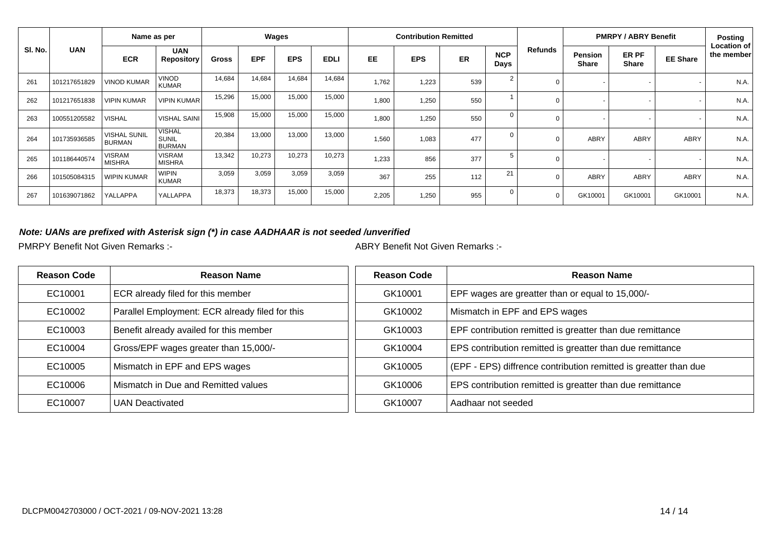| Sl. No. | UAN | Name as per | | Wages | | | | Contribution Remitted | | | | Refunds | PMRPY / ABRY Benefit | | | Posting Location of the member |
|---|---|---|---|---|---|---|---|---|---|---|---|---|---|---|---|---|
| | | ECR | UAN Repository | Gross | EPF | EPS | EDLI | EE | EPS | ER | NCP Days | | Pension Share | ER PF Share | EE Share | |
| 261 | 101217651829 | VINOD KUMAR | VINOD KUMAR | 14,684 | 14,684 | 14,684 | 14,684 | 1,762 | 1,223 | 539 | 2 | 0 | - | - | - | N.A. |
| 262 | 101217651838 | VIPIN KUMAR | VIPIN KUMAR | 15,296 | 15,000 | 15,000 | 15,000 | 1,800 | 1,250 | 550 | 1 | 0 | - | - | - | N.A. |
| 263 | 100551205582 | VISHAL | VISHAL SAINI | 15,908 | 15,000 | 15,000 | 15,000 | 1,800 | 1,250 | 550 | 0 | 0 | - | - | - | N.A. |
| 264 | 101735936585 | VISHAL SUNIL BURMAN | VISHAL SUNIL BURMAN | 20,384 | 13,000 | 13,000 | 13,000 | 1,560 | 1,083 | 477 | 0 | 0 | ABRY | ABRY | ABRY | N.A. |
| 265 | 101186440574 | VISRAM MISHRA | VISRAM MISHRA | 13,342 | 10,273 | 10,273 | 10,273 | 1,233 | 856 | 377 | 5 | 0 | - | - | - | N.A. |
| 266 | 101505084315 | WIPIN KUMAR | WIPIN KUMAR | 3,059 | 3,059 | 3,059 | 3,059 | 367 | 255 | 112 | 21 | 0 | ABRY | ABRY | ABRY | N.A. |
| 267 | 101639071862 | YALLAPPA | YALLAPPA | 18,373 | 18,373 | 15,000 | 15,000 | 2,205 | 1,250 | 955 | 0 | 0 | GK10001 | GK10001 | GK10001 | N.A. |

***Note: UANs are prefixed with Asterisk sign (*) in case AADHAAR is not seeded /unverified***

PMRPY Benefit Not Given Remarks :-

| Reason Code | Reason Name |
|---|---|
| EC10001 | ECR already filed for this member |
| EC10002 | Parallel Employment: ECR already filed for this |
| EC10003 | Benefit already availed for this member |
| EC10004 | Gross/EPF wages greater than 15,000/- |
| EC10005 | Mismatch in EPF and EPS wages |
| EC10006 | Mismatch in Due and Remitted values |
| EC10007 | UAN Deactivated |

ABRY Benefit Not Given Remarks :-

| Reason Code | Reason Name |
|---|---|
| GK10001 | EPF wages are greatter than or equal to 15,000/- |
| GK10002 | Mismatch in EPF and EPS wages |
| GK10003 | EPF contribution remitted is greatter than due remittance |
| GK10004 | EPS contribution remitted is greatter than due remittance |
| GK10005 | (EPF - EPS) diffrence contribution remitted is greatter than due |
| GK10006 | EPS contribution remitted is greatter than due remittance |
| GK10007 | Aadhaar not seeded |

DLCPM0042703000 / OCT-2021 / 09-NOV-2021 13:28